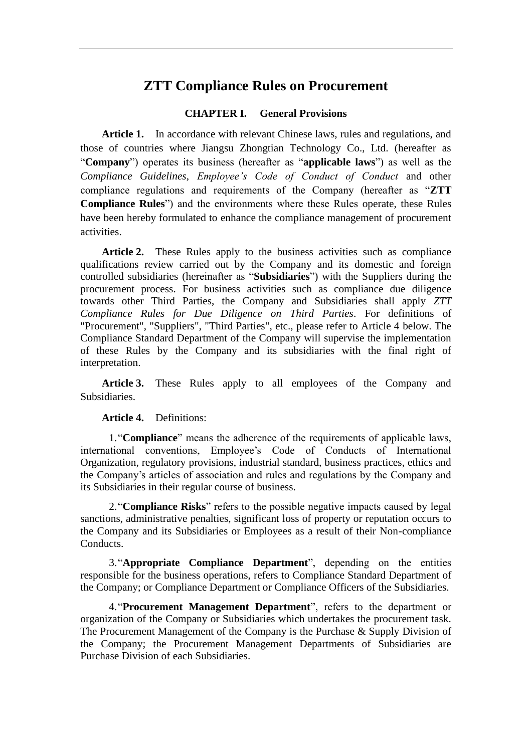# ZTT Compliance Rules on Procurement

## CHAPTER I. General Provisions

**Article 1.** In accordance with relevant Chinese laws, rules and regulations, and those of countries where Jiangsu Zhongtian Technology Co., Ltd. (hereafter as "**Company**") operates its business (hereafter as "**applicable laws**") as well as the *Compliance Guidelines*, *Employee's Code of Conduct of Conduct* and other compliance regulations and requirements of the Company (hereafter as "**ZTT Compliance Rules**") and the environments where these Rules operate, these Rules have been hereby formulated to enhance the compliance management of procurement activities.

**Article 2.** These Rules apply to the business activities such as compliance qualifications review carried out by the Company and its domestic and foreign controlled subsidiaries (hereinafter as "**Subsidiaries**") with the Suppliers during the procurement process. For business activities such as compliance due diligence towards other Third Parties, the Company and Subsidiaries shall apply *ZTT Compliance Rules for Due Diligence on Third Parties*. For definitions of "Procurement", "Suppliers", "Third Parties", etc., please refer to Article 4 below. The Compliance Standard Department of the Company will supervise the implementation of these Rules by the Company and its subsidiaries with the final right of interpretation.

**Article 3.** These Rules apply to all employees of the Company and Subsidiaries.

**Article 4.** Definitions:

1. "**Compliance**" means the adherence of the requirements of applicable laws, international conventions, Employee's Code of Conducts of International Organization, regulatory provisions, industrial standard, business practices, ethics and the Company's articles of association and rules and regulations by the Company and its Subsidiaries in their regular course of business.

2. "**Compliance Risks**" refers to the possible negative impacts caused by legal sanctions, administrative penalties, significant loss of property or reputation occurs to the Company and its Subsidiaries or Employees as a result of their Non-compliance Conducts.

3. "**Appropriate Compliance Department**", depending on the entities responsible for the business operations, refers to Compliance Standard Department of the Company; or Compliance Department or Compliance Officers of the Subsidiaries.

4. "**Procurement Management Department**", refers to the department or organization of the Company or Subsidiaries which undertakes the procurement task. The Procurement Management of the Company is the Purchase & Supply Division of the Company; the Procurement Management Departments of Subsidiaries are Purchase Division of each Subsidiaries.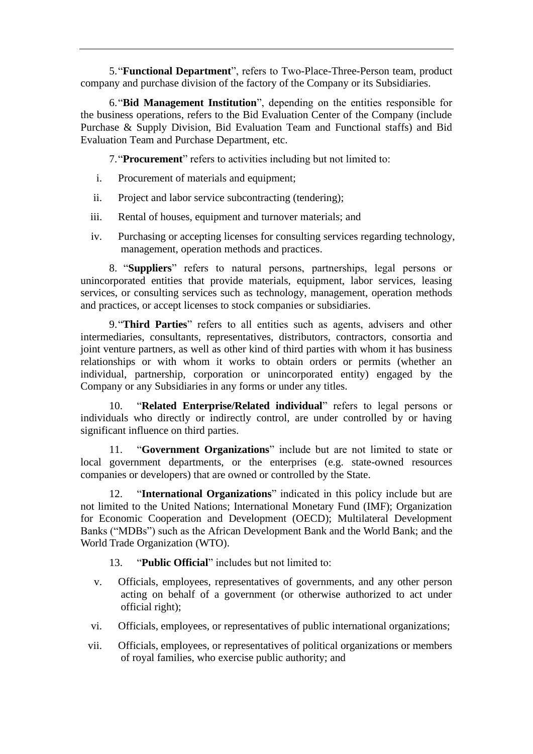5. "**Functional Department**", refers to Two-Place-Three-Person team, product company and purchase division of the factory of the Company or its Subsidiaries.

6. "**Bid Management Institution**", depending on the entities responsible for the business operations, refers to the Bid Evaluation Center of the Company (include Purchase & Supply Division, Bid Evaluation Team and Functional staffs) and Bid Evaluation Team and Purchase Department, etc.

7. "**Procurement**" refers to activities including but not limited to:

i. Procurement of materials and equipment;

ii. Project and labor service subcontracting (tendering);

iii. Rental of houses, equipment and turnover materials; and

iv. Purchasing or accepting licenses for consulting services regarding technology, management, operation methods and practices.

8. "**Suppliers**" refers to natural persons, partnerships, legal persons or unincorporated entities that provide materials, equipment, labor services, leasing services, or consulting services such as technology, management, operation methods and practices, or accept licenses to stock companies or subsidiaries.

9. "**Third Parties**" refers to all entities such as agents, advisers and other intermediaries, consultants, representatives, distributors, contractors, consortia and joint venture partners, as well as other kind of third parties with whom it has business relationships or with whom it works to obtain orders or permits (whether an individual, partnership, corporation or unincorporated entity) engaged by the Company or any Subsidiaries in any forms or under any titles.

10. "**Related Enterprise/Related individual**" refers to legal persons or individuals who directly or indirectly control, are under controlled by or having significant influence on third parties.

11. "**Government Organizations**" include but are not limited to state or local government departments, or the enterprises (e.g. state-owned resources companies or developers) that are owned or controlled by the State.

12. "**International Organizations**" indicated in this policy include but are not limited to the United Nations; International Monetary Fund (IMF); Organization for Economic Cooperation and Development (OECD); Multilateral Development Banks ("MDBs") such as the African Development Bank and the World Bank; and the World Trade Organization (WTO).

13. "**Public Official**" includes but not limited to:

v. Officials, employees, representatives of governments, and any other person acting on behalf of a government (or otherwise authorized to act under official right);

vi. Officials, employees, or representatives of public international organizations;

vii. Officials, employees, or representatives of political organizations or members of royal families, who exercise public authority; and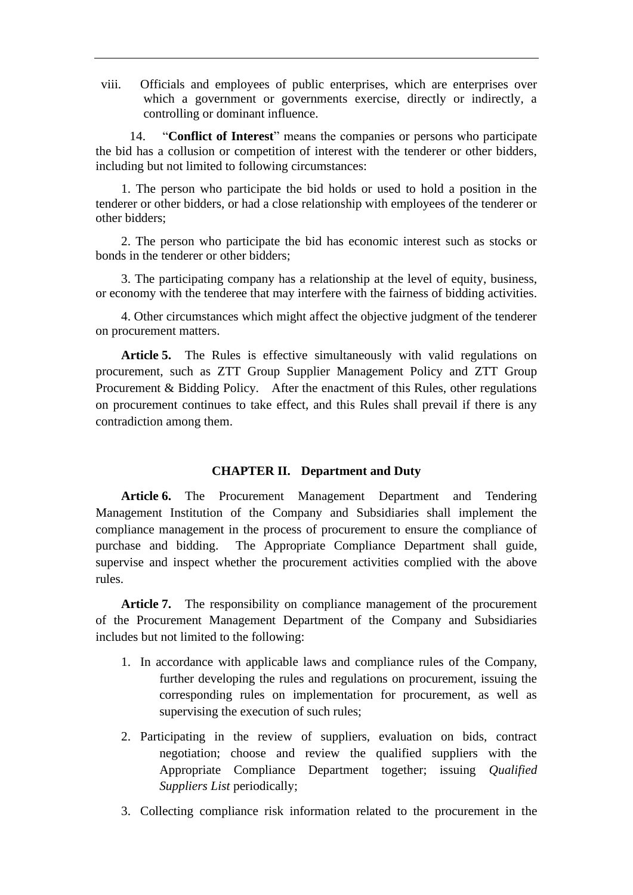viii. Officials and employees of public enterprises, which are enterprises over which a government or governments exercise, directly or indirectly, a controlling or dominant influence.

14. "**Conflict of Interest**" means the companies or persons who participate the bid has a collusion or competition of interest with the tenderer or other bidders, including but not limited to following circumstances:

1. The person who participate the bid holds or used to hold a position in the tenderer or other bidders, or had a close relationship with employees of the tenderer or other bidders;

2. The person who participate the bid has economic interest such as stocks or bonds in the tenderer or other bidders;

3. The participating company has a relationship at the level of equity, business, or economy with the tenderee that may interfere with the fairness of bidding activities.

4. Other circumstances which might affect the objective judgment of the tenderer on procurement matters.

**Article 5.** The Rules is effective simultaneously with valid regulations on procurement, such as ZTT Group Supplier Management Policy and ZTT Group Procurement & Bidding Policy. After the enactment of this Rules, other regulations on procurement continues to take effect, and this Rules shall prevail if there is any contradiction among them.

## CHAPTER II. Department and Duty

**Article 6.** The Procurement Management Department and Tendering Management Institution of the Company and Subsidiaries shall implement the compliance management in the process of procurement to ensure the compliance of purchase and bidding. The Appropriate Compliance Department shall guide, supervise and inspect whether the procurement activities complied with the above rules.

**Article 7.** The responsibility on compliance management of the procurement of the Procurement Management Department of the Company and Subsidiaries includes but not limited to the following:

1. In accordance with applicable laws and compliance rules of the Company, further developing the rules and regulations on procurement, issuing the corresponding rules on implementation for procurement, as well as supervising the execution of such rules;
2. Participating in the review of suppliers, evaluation on bids, contract negotiation; choose and review the qualified suppliers with the Appropriate Compliance Department together; issuing *Qualified Suppliers List* periodically;
3. Collecting compliance risk information related to the procurement in the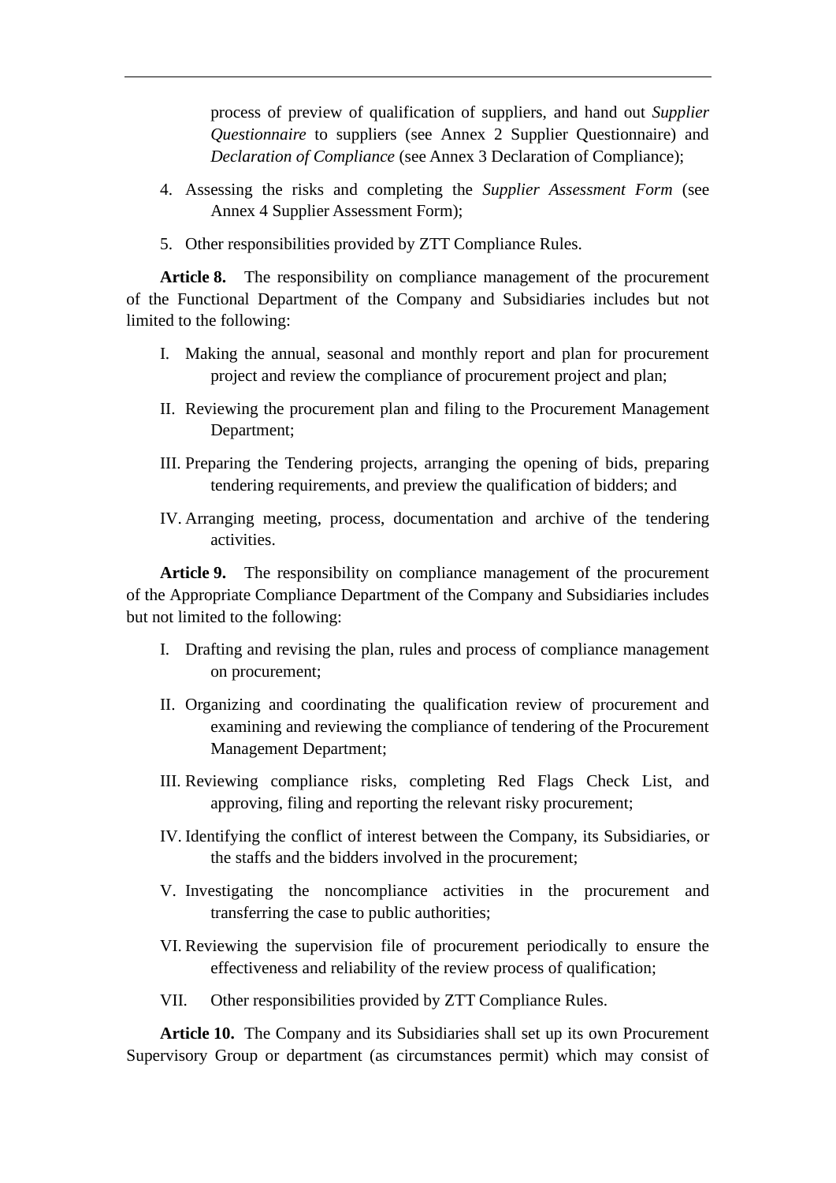process of preview of qualification of suppliers, and hand out *Supplier Questionnaire* to suppliers (see Annex 2 Supplier Questionnaire) and *Declaration of Compliance* (see Annex 3 Declaration of Compliance);

4. Assessing the risks and completing the *Supplier Assessment Form* (see Annex 4 Supplier Assessment Form);
5. Other responsibilities provided by ZTT Compliance Rules.

**Article 8.** The responsibility on compliance management of the procurement of the Functional Department of the Company and Subsidiaries includes but not limited to the following:

I. Making the annual, seasonal and monthly report and plan for procurement project and review the compliance of procurement project and plan;

II. Reviewing the procurement plan and filing to the Procurement Management Department;

III. Preparing the Tendering projects, arranging the opening of bids, preparing tendering requirements, and preview the qualification of bidders; and

IV. Arranging meeting, process, documentation and archive of the tendering activities.

**Article 9.** The responsibility on compliance management of the procurement of the Appropriate Compliance Department of the Company and Subsidiaries includes but not limited to the following:

I. Drafting and revising the plan, rules and process of compliance management on procurement;

II. Organizing and coordinating the qualification review of procurement and examining and reviewing the compliance of tendering of the Procurement Management Department;

III. Reviewing compliance risks, completing Red Flags Check List, and approving, filing and reporting the relevant risky procurement;

IV. Identifying the conflict of interest between the Company, its Subsidiaries, or the staffs and the bidders involved in the procurement;

V. Investigating the noncompliance activities in the procurement and transferring the case to public authorities;

VI. Reviewing the supervision file of procurement periodically to ensure the effectiveness and reliability of the review process of qualification;

VII. Other responsibilities provided by ZTT Compliance Rules.

**Article 10.** The Company and its Subsidiaries shall set up its own Procurement Supervisory Group or department (as circumstances permit) which may consist of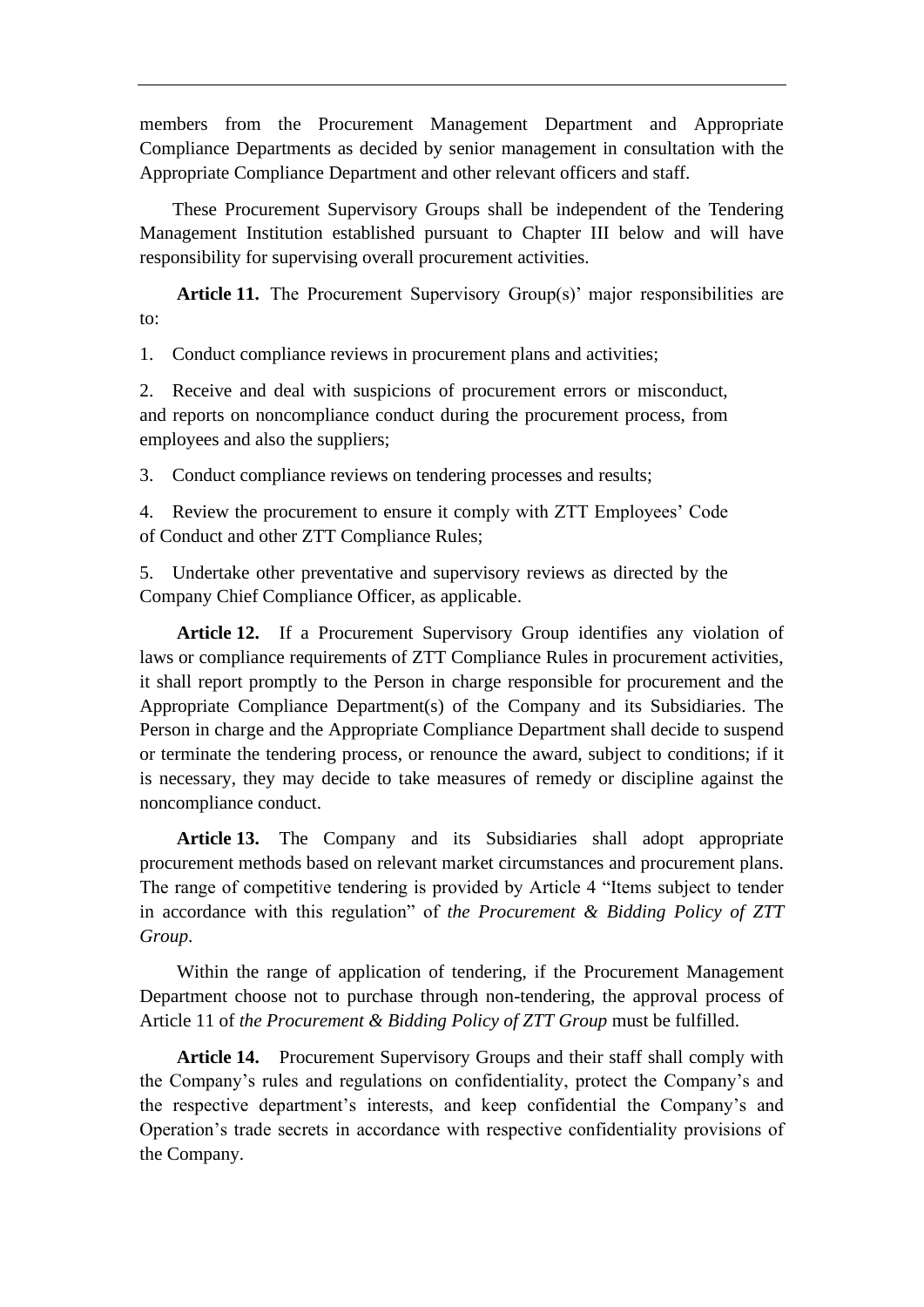members from the Procurement Management Department and Appropriate Compliance Departments as decided by senior management in consultation with the Appropriate Compliance Department and other relevant officers and staff.

These Procurement Supervisory Groups shall be independent of the Tendering Management Institution established pursuant to Chapter III below and will have responsibility for supervising overall procurement activities.

**Article 11.** The Procurement Supervisory Group(s)' major responsibilities are to:

1. Conduct compliance reviews in procurement plans and activities;

2. Receive and deal with suspicions of procurement errors or misconduct, and reports on noncompliance conduct during the procurement process, from employees and also the suppliers;

3. Conduct compliance reviews on tendering processes and results;

4. Review the procurement to ensure it comply with ZTT Employees' Code of Conduct and other ZTT Compliance Rules;

5. Undertake other preventative and supervisory reviews as directed by the Company Chief Compliance Officer, as applicable.

**Article 12.** If a Procurement Supervisory Group identifies any violation of laws or compliance requirements of ZTT Compliance Rules in procurement activities, it shall report promptly to the Person in charge responsible for procurement and the Appropriate Compliance Department(s) of the Company and its Subsidiaries. The Person in charge and the Appropriate Compliance Department shall decide to suspend or terminate the tendering process, or renounce the award, subject to conditions; if it is necessary, they may decide to take measures of remedy or discipline against the noncompliance conduct.

**Article 13.** The Company and its Subsidiaries shall adopt appropriate procurement methods based on relevant market circumstances and procurement plans. The range of competitive tendering is provided by Article 4 "Items subject to tender in accordance with this regulation" of *the Procurement & Bidding Policy of ZTT Group*.

Within the range of application of tendering, if the Procurement Management Department choose not to purchase through non-tendering, the approval process of Article 11 of *the Procurement & Bidding Policy of ZTT Group* must be fulfilled.

**Article 14.** Procurement Supervisory Groups and their staff shall comply with the Company's rules and regulations on confidentiality, protect the Company's and the respective department's interests, and keep confidential the Company's and Operation's trade secrets in accordance with respective confidentiality provisions of the Company.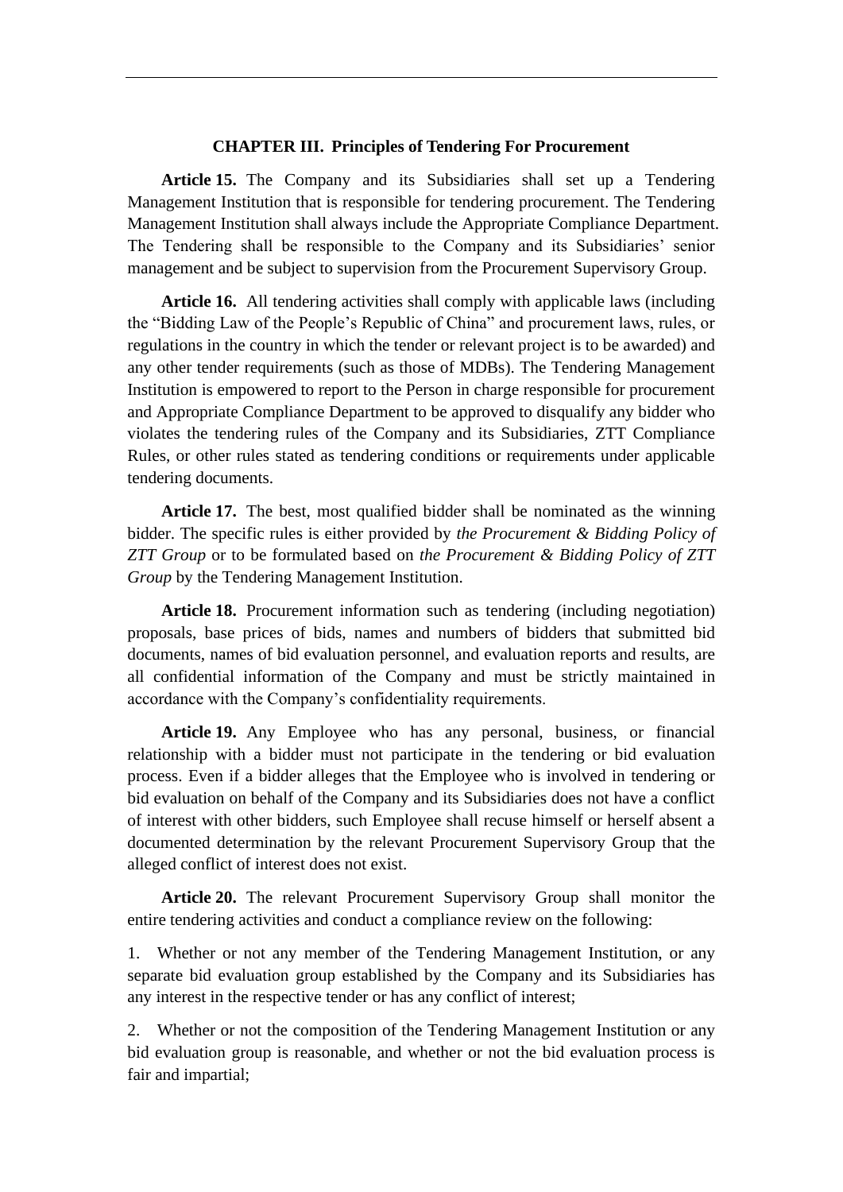## CHAPTER III. Principles of Tendering For Procurement

**Article 15.** The Company and its Subsidiaries shall set up a Tendering Management Institution that is responsible for tendering procurement. The Tendering Management Institution shall always include the Appropriate Compliance Department. The Tendering shall be responsible to the Company and its Subsidiaries' senior management and be subject to supervision from the Procurement Supervisory Group.

**Article 16.** All tendering activities shall comply with applicable laws (including the "Bidding Law of the People's Republic of China" and procurement laws, rules, or regulations in the country in which the tender or relevant project is to be awarded) and any other tender requirements (such as those of MDBs). The Tendering Management Institution is empowered to report to the Person in charge responsible for procurement and Appropriate Compliance Department to be approved to disqualify any bidder who violates the tendering rules of the Company and its Subsidiaries, ZTT Compliance Rules, or other rules stated as tendering conditions or requirements under applicable tendering documents.

**Article 17.** The best, most qualified bidder shall be nominated as the winning bidder. The specific rules is either provided by *the Procurement & Bidding Policy of ZTT Group* or to be formulated based on *the Procurement & Bidding Policy of ZTT Group* by the Tendering Management Institution.

**Article 18.** Procurement information such as tendering (including negotiation) proposals, base prices of bids, names and numbers of bidders that submitted bid documents, names of bid evaluation personnel, and evaluation reports and results, are all confidential information of the Company and must be strictly maintained in accordance with the Company's confidentiality requirements.

**Article 19.** Any Employee who has any personal, business, or financial relationship with a bidder must not participate in the tendering or bid evaluation process. Even if a bidder alleges that the Employee who is involved in tendering or bid evaluation on behalf of the Company and its Subsidiaries does not have a conflict of interest with other bidders, such Employee shall recuse himself or herself absent a documented determination by the relevant Procurement Supervisory Group that the alleged conflict of interest does not exist.

**Article 20.** The relevant Procurement Supervisory Group shall monitor the entire tendering activities and conduct a compliance review on the following:

1. Whether or not any member of the Tendering Management Institution, or any separate bid evaluation group established by the Company and its Subsidiaries has any interest in the respective tender or has any conflict of interest;

2. Whether or not the composition of the Tendering Management Institution or any bid evaluation group is reasonable, and whether or not the bid evaluation process is fair and impartial;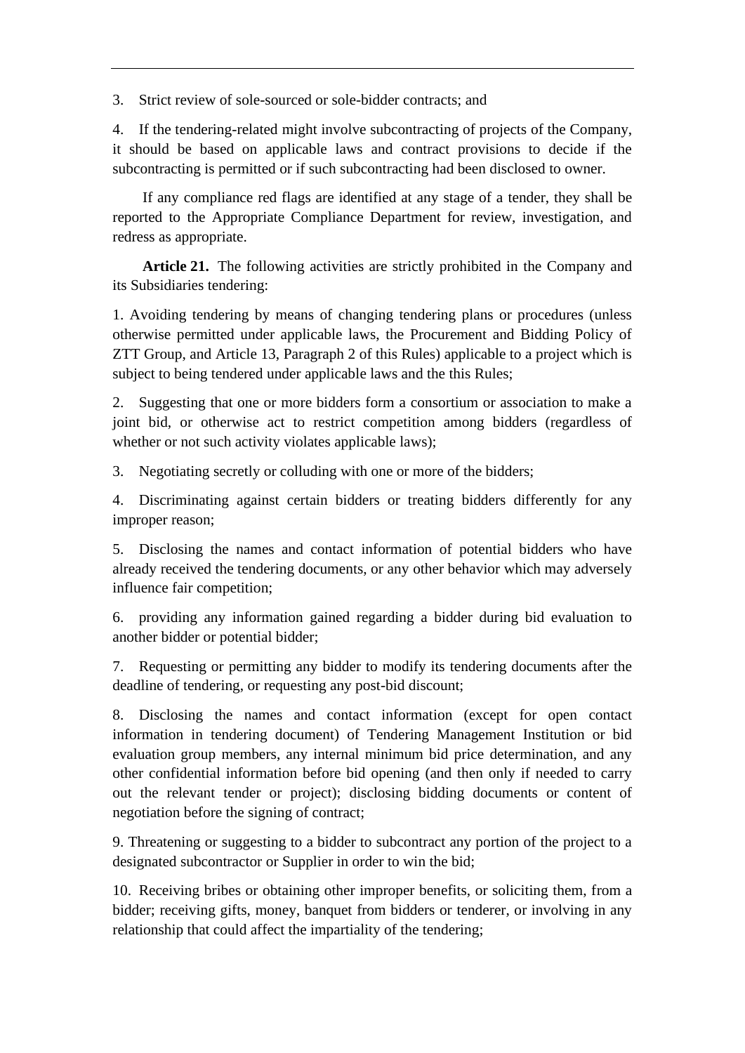3. Strict review of sole-sourced or sole-bidder contracts; and

4. If the tendering-related might involve subcontracting of projects of the Company, it should be based on applicable laws and contract provisions to decide if the subcontracting is permitted or if such subcontracting had been disclosed to owner.

If any compliance red flags are identified at any stage of a tender, they shall be reported to the Appropriate Compliance Department for review, investigation, and redress as appropriate.

**Article 21.** The following activities are strictly prohibited in the Company and its Subsidiaries tendering:

1. Avoiding tendering by means of changing tendering plans or procedures (unless otherwise permitted under applicable laws, the Procurement and Bidding Policy of ZTT Group, and Article 13, Paragraph 2 of this Rules) applicable to a project which is subject to being tendered under applicable laws and the this Rules;

2. Suggesting that one or more bidders form a consortium or association to make a joint bid, or otherwise act to restrict competition among bidders (regardless of whether or not such activity violates applicable laws);

3. Negotiating secretly or colluding with one or more of the bidders;

4. Discriminating against certain bidders or treating bidders differently for any improper reason;

5. Disclosing the names and contact information of potential bidders who have already received the tendering documents, or any other behavior which may adversely influence fair competition;

6. providing any information gained regarding a bidder during bid evaluation to another bidder or potential bidder;

7. Requesting or permitting any bidder to modify its tendering documents after the deadline of tendering, or requesting any post-bid discount;

8. Disclosing the names and contact information (except for open contact information in tendering document) of Tendering Management Institution or bid evaluation group members, any internal minimum bid price determination, and any other confidential information before bid opening (and then only if needed to carry out the relevant tender or project); disclosing bidding documents or content of negotiation before the signing of contract;

9. Threatening or suggesting to a bidder to subcontract any portion of the project to a designated subcontractor or Supplier in order to win the bid;

10. Receiving bribes or obtaining other improper benefits, or soliciting them, from a bidder; receiving gifts, money, banquet from bidders or tenderer, or involving in any relationship that could affect the impartiality of the tendering;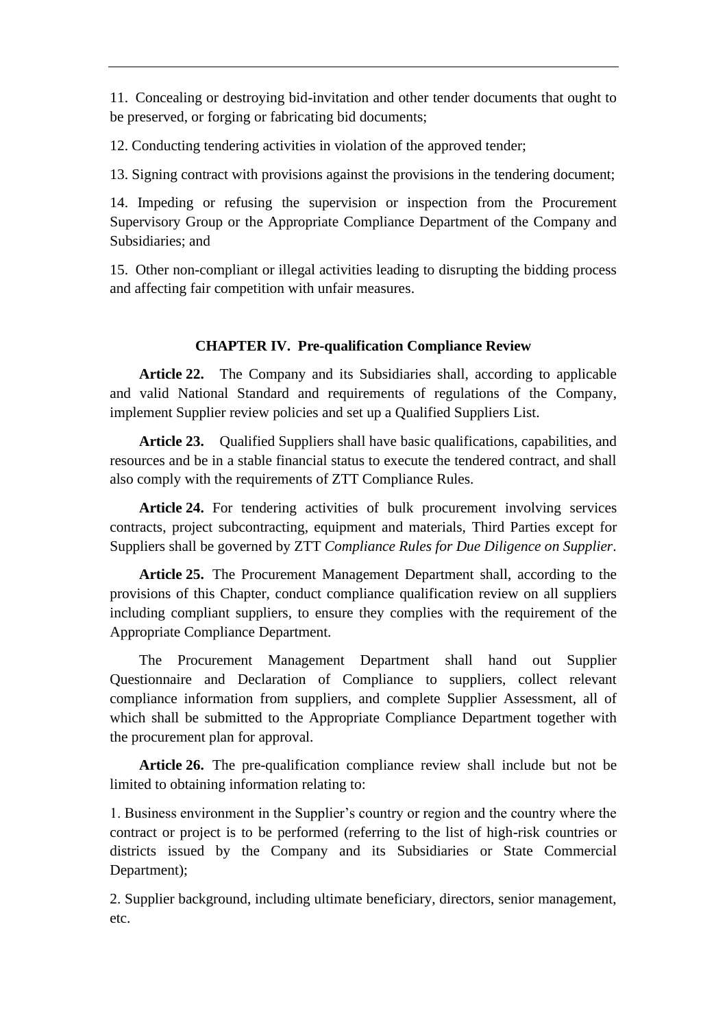11. Concealing or destroying bid-invitation and other tender documents that ought to be preserved, or forging or fabricating bid documents;

12. Conducting tendering activities in violation of the approved tender;

13. Signing contract with provisions against the provisions in the tendering document;

14. Impeding or refusing the supervision or inspection from the Procurement Supervisory Group or the Appropriate Compliance Department of the Company and Subsidiaries; and

15. Other non-compliant or illegal activities leading to disrupting the bidding process and affecting fair competition with unfair measures.

## CHAPTER IV. Pre-qualification Compliance Review

**Article 22.** The Company and its Subsidiaries shall, according to applicable and valid National Standard and requirements of regulations of the Company, implement Supplier review policies and set up a Qualified Suppliers List.

**Article 23.** Qualified Suppliers shall have basic qualifications, capabilities, and resources and be in a stable financial status to execute the tendered contract, and shall also comply with the requirements of ZTT Compliance Rules.

**Article 24.** For tendering activities of bulk procurement involving services contracts, project subcontracting, equipment and materials, Third Parties except for Suppliers shall be governed by ZTT *Compliance Rules for Due Diligence on Supplier*.

**Article 25.** The Procurement Management Department shall, according to the provisions of this Chapter, conduct compliance qualification review on all suppliers including compliant suppliers, to ensure they complies with the requirement of the Appropriate Compliance Department.

The Procurement Management Department shall hand out Supplier Questionnaire and Declaration of Compliance to suppliers, collect relevant compliance information from suppliers, and complete Supplier Assessment, all of which shall be submitted to the Appropriate Compliance Department together with the procurement plan for approval.

**Article 26.** The pre-qualification compliance review shall include but not be limited to obtaining information relating to:

1. Business environment in the Supplier's country or region and the country where the contract or project is to be performed (referring to the list of high-risk countries or districts issued by the Company and its Subsidiaries or State Commercial Department);

2. Supplier background, including ultimate beneficiary, directors, senior management, etc.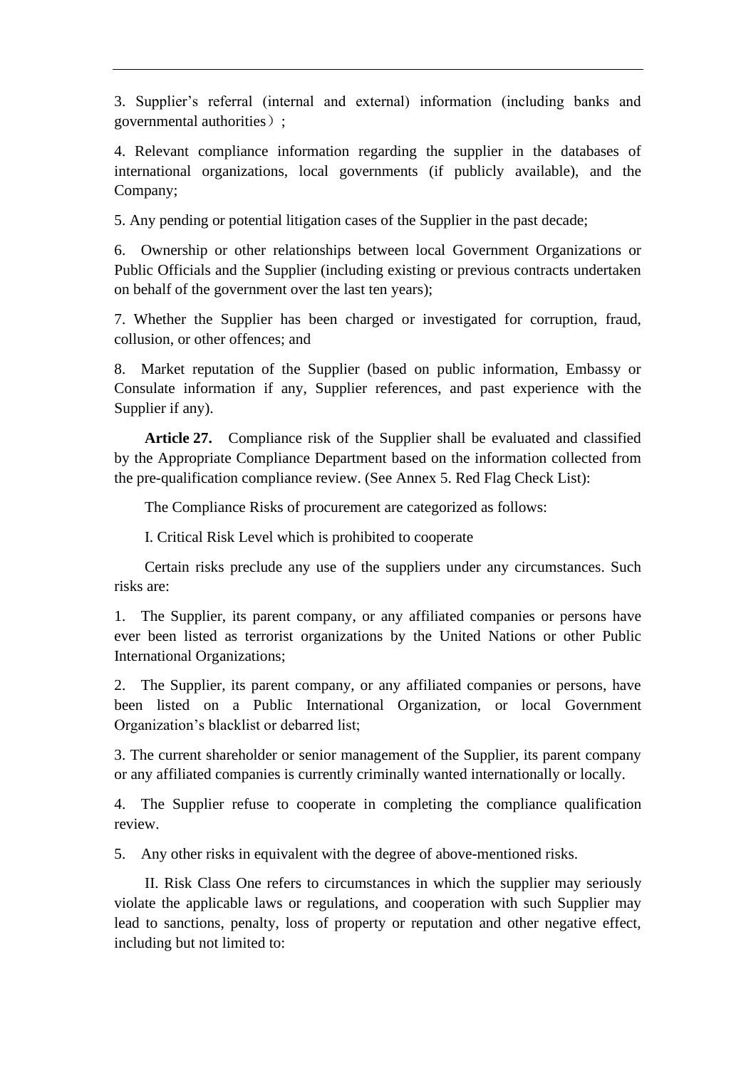3. Supplier's referral (internal and external) information (including banks and governmental authorities）;

4. Relevant compliance information regarding the supplier in the databases of international organizations, local governments (if publicly available), and the Company;

5. Any pending or potential litigation cases of the Supplier in the past decade;

6. Ownership or other relationships between local Government Organizations or Public Officials and the Supplier (including existing or previous contracts undertaken on behalf of the government over the last ten years);

7. Whether the Supplier has been charged or investigated for corruption, fraud, collusion, or other offences; and

8. Market reputation of the Supplier (based on public information, Embassy or Consulate information if any, Supplier references, and past experience with the Supplier if any).

**Article 27.** Compliance risk of the Supplier shall be evaluated and classified by the Appropriate Compliance Department based on the information collected from the pre-qualification compliance review. (See Annex 5. Red Flag Check List):

The Compliance Risks of procurement are categorized as follows:

I. Critical Risk Level which is prohibited to cooperate

Certain risks preclude any use of the suppliers under any circumstances. Such risks are:

1. The Supplier, its parent company, or any affiliated companies or persons have ever been listed as terrorist organizations by the United Nations or other Public International Organizations;

2. The Supplier, its parent company, or any affiliated companies or persons, have been listed on a Public International Organization, or local Government Organization's blacklist or debarred list;

3. The current shareholder or senior management of the Supplier, its parent company or any affiliated companies is currently criminally wanted internationally or locally.

4. The Supplier refuse to cooperate in completing the compliance qualification review.

5. Any other risks in equivalent with the degree of above-mentioned risks.

II. Risk Class One refers to circumstances in which the supplier may seriously violate the applicable laws or regulations, and cooperation with such Supplier may lead to sanctions, penalty, loss of property or reputation and other negative effect, including but not limited to: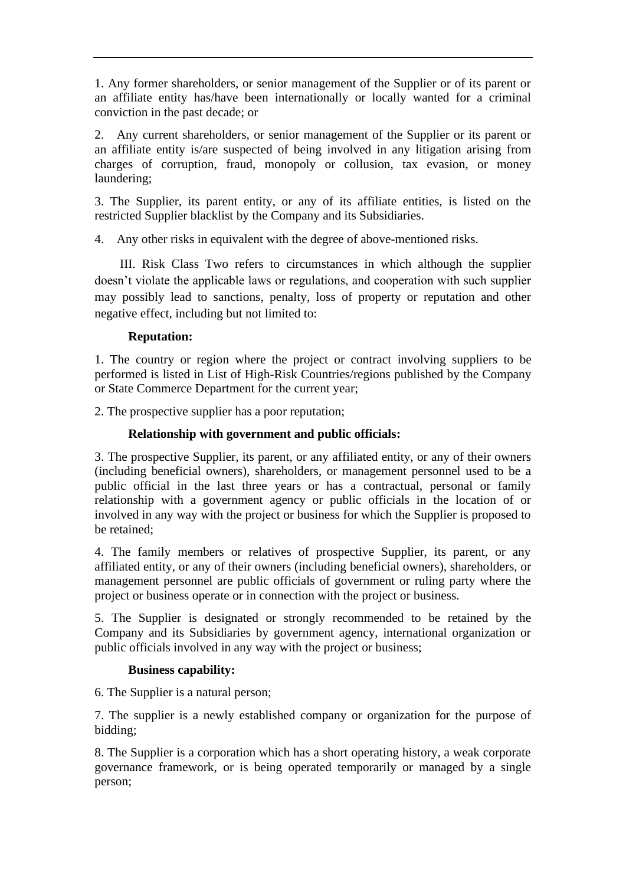1. Any former shareholders, or senior management of the Supplier or of its parent or an affiliate entity has/have been internationally or locally wanted for a criminal conviction in the past decade; or

2. Any current shareholders, or senior management of the Supplier or its parent or an affiliate entity is/are suspected of being involved in any litigation arising from charges of corruption, fraud, monopoly or collusion, tax evasion, or money laundering;

3. The Supplier, its parent entity, or any of its affiliate entities, is listed on the restricted Supplier blacklist by the Company and its Subsidiaries.

4. Any other risks in equivalent with the degree of above-mentioned risks.

III. Risk Class Two refers to circumstances in which although the supplier doesn't violate the applicable laws or regulations, and cooperation with such supplier may possibly lead to sanctions, penalty, loss of property or reputation and other negative effect, including but not limited to:

**Reputation:**

1. The country or region where the project or contract involving suppliers to be performed is listed in List of High-Risk Countries/regions published by the Company or State Commerce Department for the current year;

2. The prospective supplier has a poor reputation;

**Relationship with government and public officials:**

3. The prospective Supplier, its parent, or any affiliated entity, or any of their owners (including beneficial owners), shareholders, or management personnel used to be a public official in the last three years or has a contractual, personal or family relationship with a government agency or public officials in the location of or involved in any way with the project or business for which the Supplier is proposed to be retained;

4. The family members or relatives of prospective Supplier, its parent, or any affiliated entity, or any of their owners (including beneficial owners), shareholders, or management personnel are public officials of government or ruling party where the project or business operate or in connection with the project or business.

5. The Supplier is designated or strongly recommended to be retained by the Company and its Subsidiaries by government agency, international organization or public officials involved in any way with the project or business;

**Business capability:**

6. The Supplier is a natural person;

7. The supplier is a newly established company or organization for the purpose of bidding;

8. The Supplier is a corporation which has a short operating history, a weak corporate governance framework, or is being operated temporarily or managed by a single person;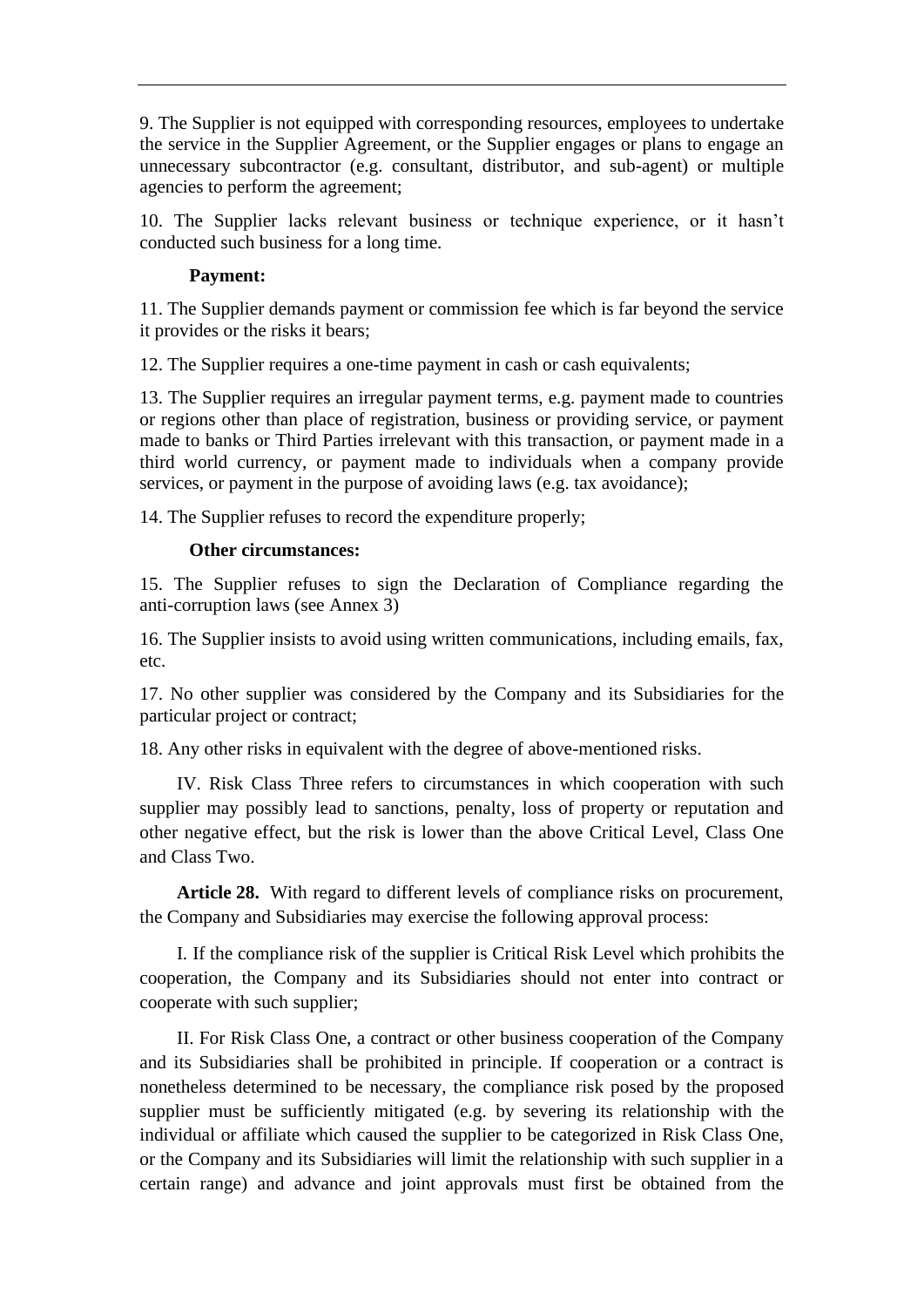9. The Supplier is not equipped with corresponding resources, employees to undertake the service in the Supplier Agreement, or the Supplier engages or plans to engage an unnecessary subcontractor (e.g. consultant, distributor, and sub-agent) or multiple agencies to perform the agreement;

10. The Supplier lacks relevant business or technique experience, or it hasn't conducted such business for a long time.

**Payment:**

11. The Supplier demands payment or commission fee which is far beyond the service it provides or the risks it bears;

12. The Supplier requires a one-time payment in cash or cash equivalents;

13. The Supplier requires an irregular payment terms, e.g. payment made to countries or regions other than place of registration, business or providing service, or payment made to banks or Third Parties irrelevant with this transaction, or payment made in a third world currency, or payment made to individuals when a company provide services, or payment in the purpose of avoiding laws (e.g. tax avoidance);

14. The Supplier refuses to record the expenditure properly;

**Other circumstances:**

15. The Supplier refuses to sign the Declaration of Compliance regarding the anti-corruption laws (see Annex 3)

16. The Supplier insists to avoid using written communications, including emails, fax, etc.

17. No other supplier was considered by the Company and its Subsidiaries for the particular project or contract;

18. Any other risks in equivalent with the degree of above-mentioned risks.

IV. Risk Class Three refers to circumstances in which cooperation with such supplier may possibly lead to sanctions, penalty, loss of property or reputation and other negative effect, but the risk is lower than the above Critical Level, Class One and Class Two.

**Article 28.** With regard to different levels of compliance risks on procurement, the Company and Subsidiaries may exercise the following approval process:

I. If the compliance risk of the supplier is Critical Risk Level which prohibits the cooperation, the Company and its Subsidiaries should not enter into contract or cooperate with such supplier;

II. For Risk Class One, a contract or other business cooperation of the Company and its Subsidiaries shall be prohibited in principle. If cooperation or a contract is nonetheless determined to be necessary, the compliance risk posed by the proposed supplier must be sufficiently mitigated (e.g. by severing its relationship with the individual or affiliate which caused the supplier to be categorized in Risk Class One, or the Company and its Subsidiaries will limit the relationship with such supplier in a certain range) and advance and joint approvals must first be obtained from the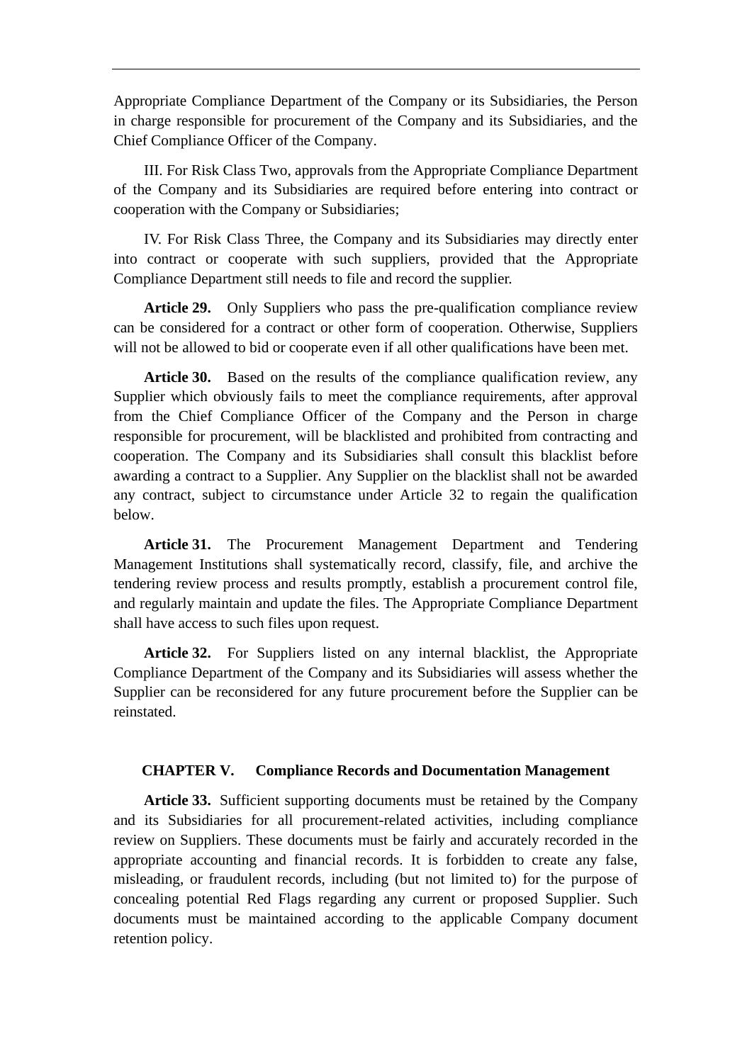Appropriate Compliance Department of the Company or its Subsidiaries, the Person in charge responsible for procurement of the Company and its Subsidiaries, and the Chief Compliance Officer of the Company.

III. For Risk Class Two, approvals from the Appropriate Compliance Department of the Company and its Subsidiaries are required before entering into contract or cooperation with the Company or Subsidiaries;

IV. For Risk Class Three, the Company and its Subsidiaries may directly enter into contract or cooperate with such suppliers, provided that the Appropriate Compliance Department still needs to file and record the supplier.

**Article 29.** Only Suppliers who pass the pre-qualification compliance review can be considered for a contract or other form of cooperation. Otherwise, Suppliers will not be allowed to bid or cooperate even if all other qualifications have been met.

**Article 30.** Based on the results of the compliance qualification review, any Supplier which obviously fails to meet the compliance requirements, after approval from the Chief Compliance Officer of the Company and the Person in charge responsible for procurement, will be blacklisted and prohibited from contracting and cooperation. The Company and its Subsidiaries shall consult this blacklist before awarding a contract to a Supplier. Any Supplier on the blacklist shall not be awarded any contract, subject to circumstance under Article 32 to regain the qualification below.

**Article 31.** The Procurement Management Department and Tendering Management Institutions shall systematically record, classify, file, and archive the tendering review process and results promptly, establish a procurement control file, and regularly maintain and update the files. The Appropriate Compliance Department shall have access to such files upon request.

**Article 32.** For Suppliers listed on any internal blacklist, the Appropriate Compliance Department of the Company and its Subsidiaries will assess whether the Supplier can be reconsidered for any future procurement before the Supplier can be reinstated.

## CHAPTER V. Compliance Records and Documentation Management

**Article 33.** Sufficient supporting documents must be retained by the Company and its Subsidiaries for all procurement-related activities, including compliance review on Suppliers. These documents must be fairly and accurately recorded in the appropriate accounting and financial records. It is forbidden to create any false, misleading, or fraudulent records, including (but not limited to) for the purpose of concealing potential Red Flags regarding any current or proposed Supplier. Such documents must be maintained according to the applicable Company document retention policy.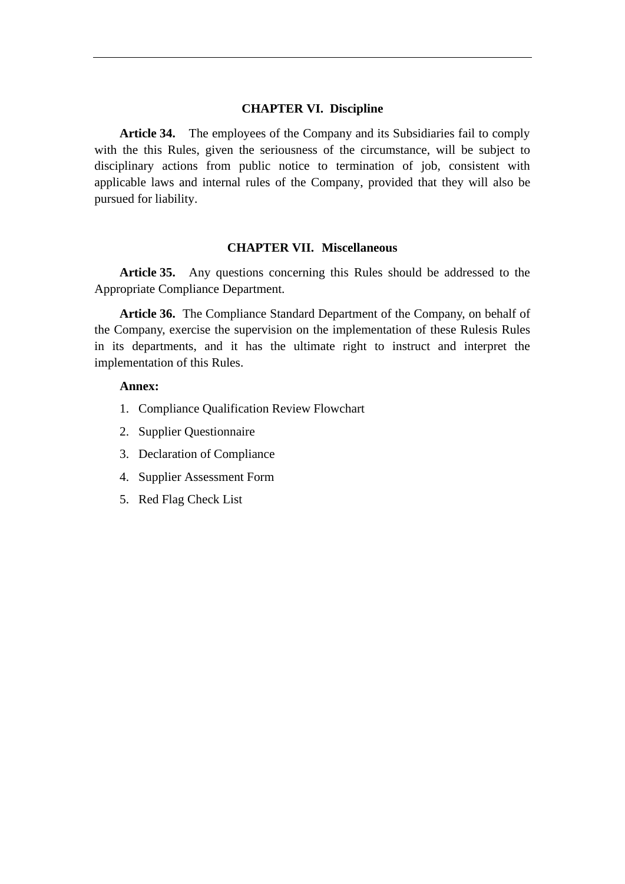## CHAPTER VI. Discipline

**Article 34.** The employees of the Company and its Subsidiaries fail to comply with the this Rules, given the seriousness of the circumstance, will be subject to disciplinary actions from public notice to termination of job, consistent with applicable laws and internal rules of the Company, provided that they will also be pursued for liability.

## CHAPTER VII. Miscellaneous

**Article 35.** Any questions concerning this Rules should be addressed to the Appropriate Compliance Department.

**Article 36.** The Compliance Standard Department of the Company, on behalf of the Company, exercise the supervision on the implementation of these Rulesis Rules in its departments, and it has the ultimate right to instruct and interpret the implementation of this Rules.

**Annex:**

1. Compliance Qualification Review Flowchart
2. Supplier Questionnaire
3. Declaration of Compliance
4. Supplier Assessment Form
5. Red Flag Check List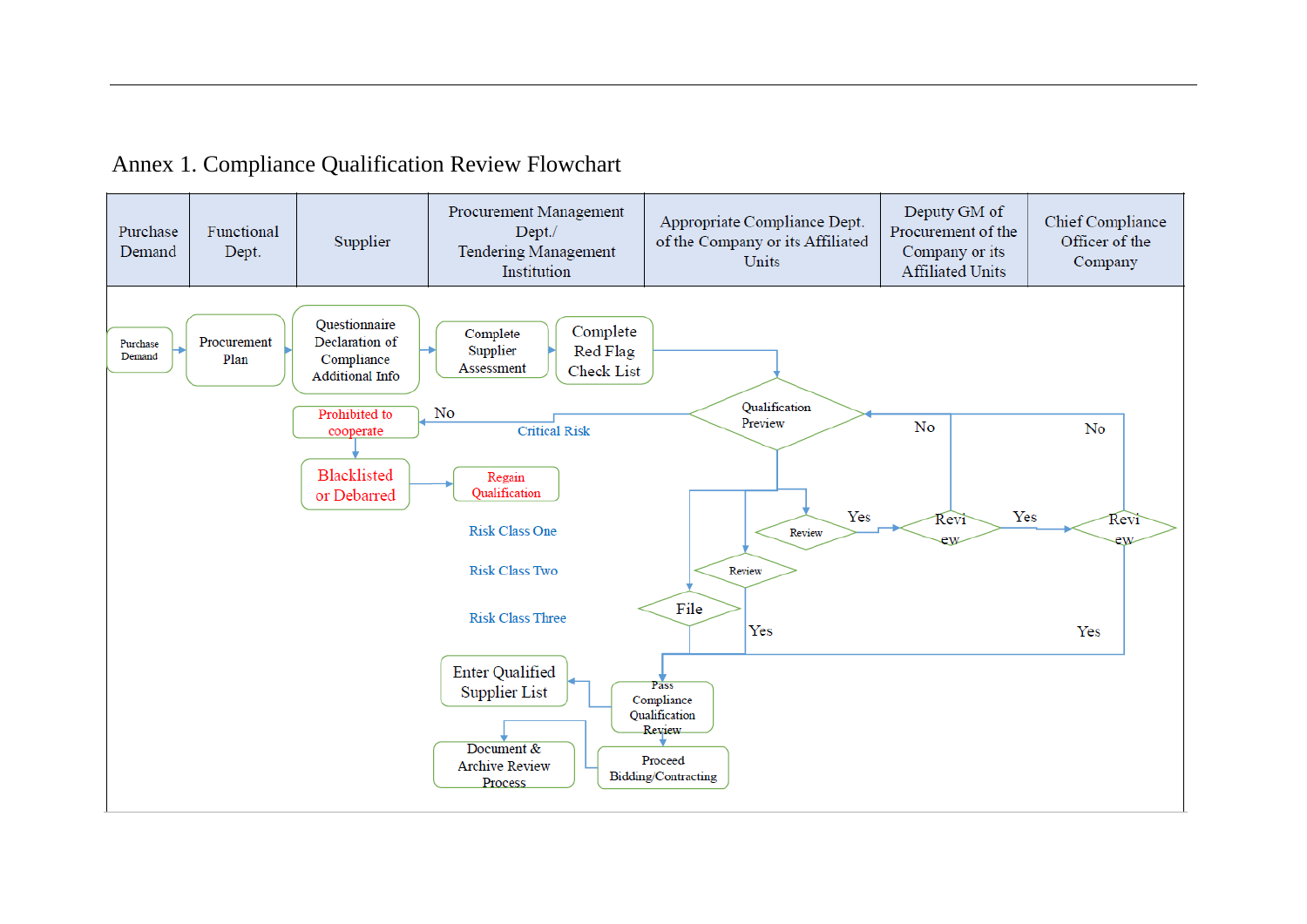Annex 1. Compliance Qualification Review Flowchart

| Purchase Demand | Functional Dept. | Supplier | Procurement Management Dept./ Tendering Management Institution | Appropriate Compliance Dept. of the Company or its Affiliated Units | Deputy GM of Procurement of the Company or its Affiliated Units | Chief Compliance Officer of the Company |
|---|---|---|---|---|---|---|

Purchase Demand → Procurement Plan → Questionnaire Declaration of Compliance Additional Info → Complete Supplier Assessment → Complete Red Flag Check List → Qualification Preview

Qualification Preview — Critical Risk — No → Prohibited to cooperate → Blacklisted or Debarred → Regain Qualification

Risk Class One → Review — Yes → Review (Deputy GM) — Yes → Review (Chief Compliance Officer) — Yes → Pass Compliance Qualification Review

Review (Deputy GM) — No → Qualification Preview

Review (Chief Compliance Officer) — No → Qualification Preview

Risk Class Two → Review — Yes → Pass Compliance Qualification Review

Risk Class Three → File → Pass Compliance Qualification Review

Pass Compliance Qualification Review → Enter Qualified Supplier List

Pass Compliance Qualification Review → Proceed Bidding/Contracting → Document & Archive Review Process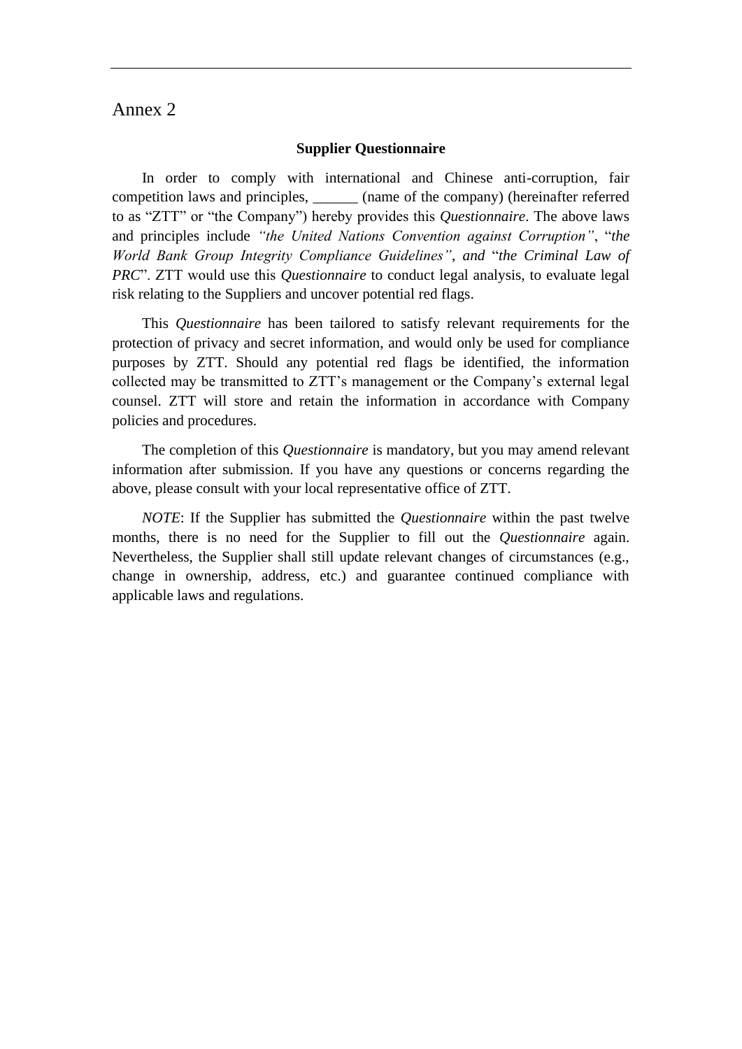Annex 2

**Supplier Questionnaire**

In order to comply with international and Chinese anti-corruption, fair competition laws and principles, ______ (name of the company) (hereinafter referred to as "ZTT" or "the Company") hereby provides this *Questionnaire*. The above laws and principles include *"the United Nations Convention against Corruption"*, "*the World Bank Group Integrity Compliance Guidelines", and* "*the Criminal Law of PRC*". ZTT would use this *Questionnaire* to conduct legal analysis, to evaluate legal risk relating to the Suppliers and uncover potential red flags.

This *Questionnaire* has been tailored to satisfy relevant requirements for the protection of privacy and secret information, and would only be used for compliance purposes by ZTT. Should any potential red flags be identified, the information collected may be transmitted to ZTT's management or the Company's external legal counsel. ZTT will store and retain the information in accordance with Company policies and procedures.

The completion of this *Questionnaire* is mandatory, but you may amend relevant information after submission. If you have any questions or concerns regarding the above, please consult with your local representative office of ZTT.

*NOTE*: If the Supplier has submitted the *Questionnaire* within the past twelve months, there is no need for the Supplier to fill out the *Questionnaire* again. Nevertheless, the Supplier shall still update relevant changes of circumstances (e.g., change in ownership, address, etc.) and guarantee continued compliance with applicable laws and regulations.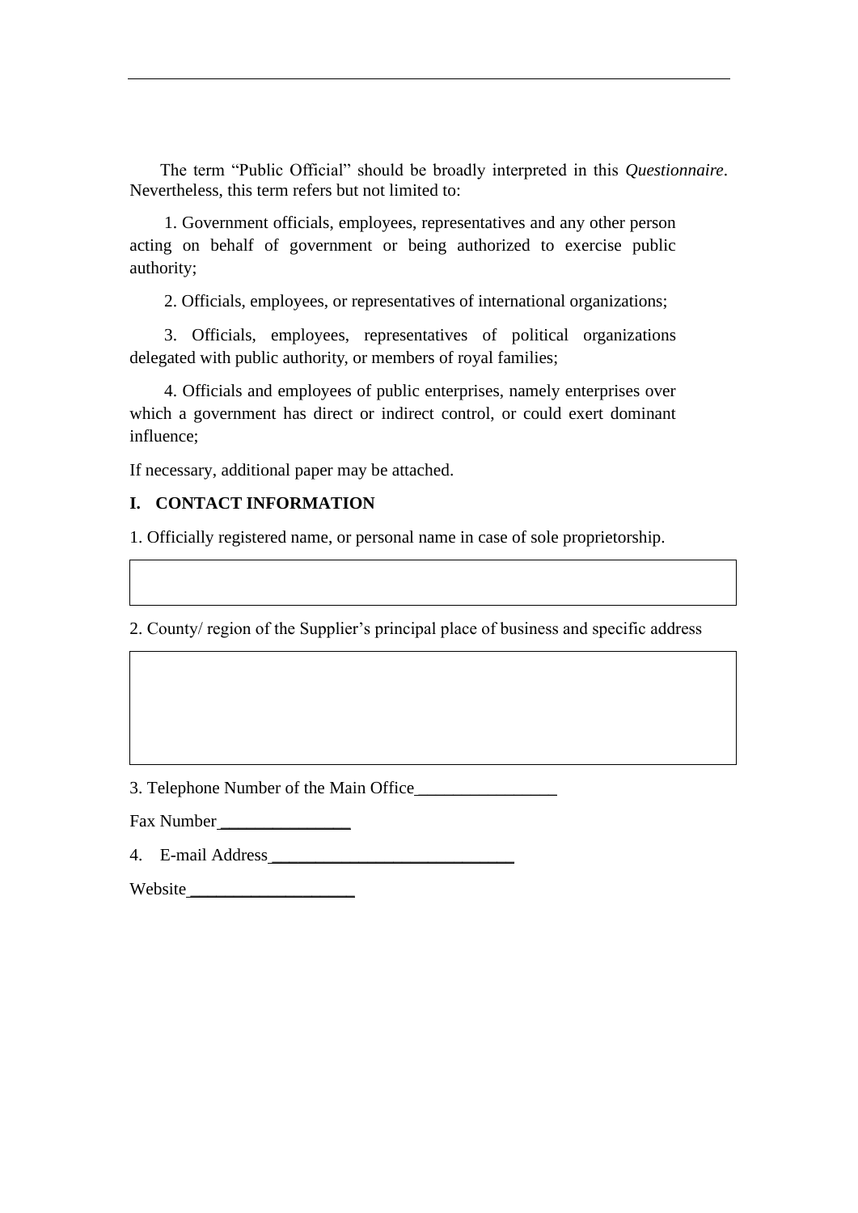The term “Public Official” should be broadly interpreted in this *Questionnaire*. Nevertheless, this term refers but not limited to:

1. Government officials, employees, representatives and any other person acting on behalf of government or being authorized to exercise public authority;

2. Officials, employees, or representatives of international organizations;

3. Officials, employees, representatives of political organizations delegated with public authority, or members of royal families;

4. Officials and employees of public enterprises, namely enterprises over which a government has direct or indirect control, or could exert dominant influence;

If necessary, additional paper may be attached.

## I. CONTACT INFORMATION

1. Officially registered name, or personal name in case of sole proprietorship.

| |
|---|
| |

2. County/ region of the Supplier’s principal place of business and specific address

| |
|---|
| |

3. Telephone Number of the Main Office________________

Fax Number_______________

4. E-mail Address____________________________

Website___________________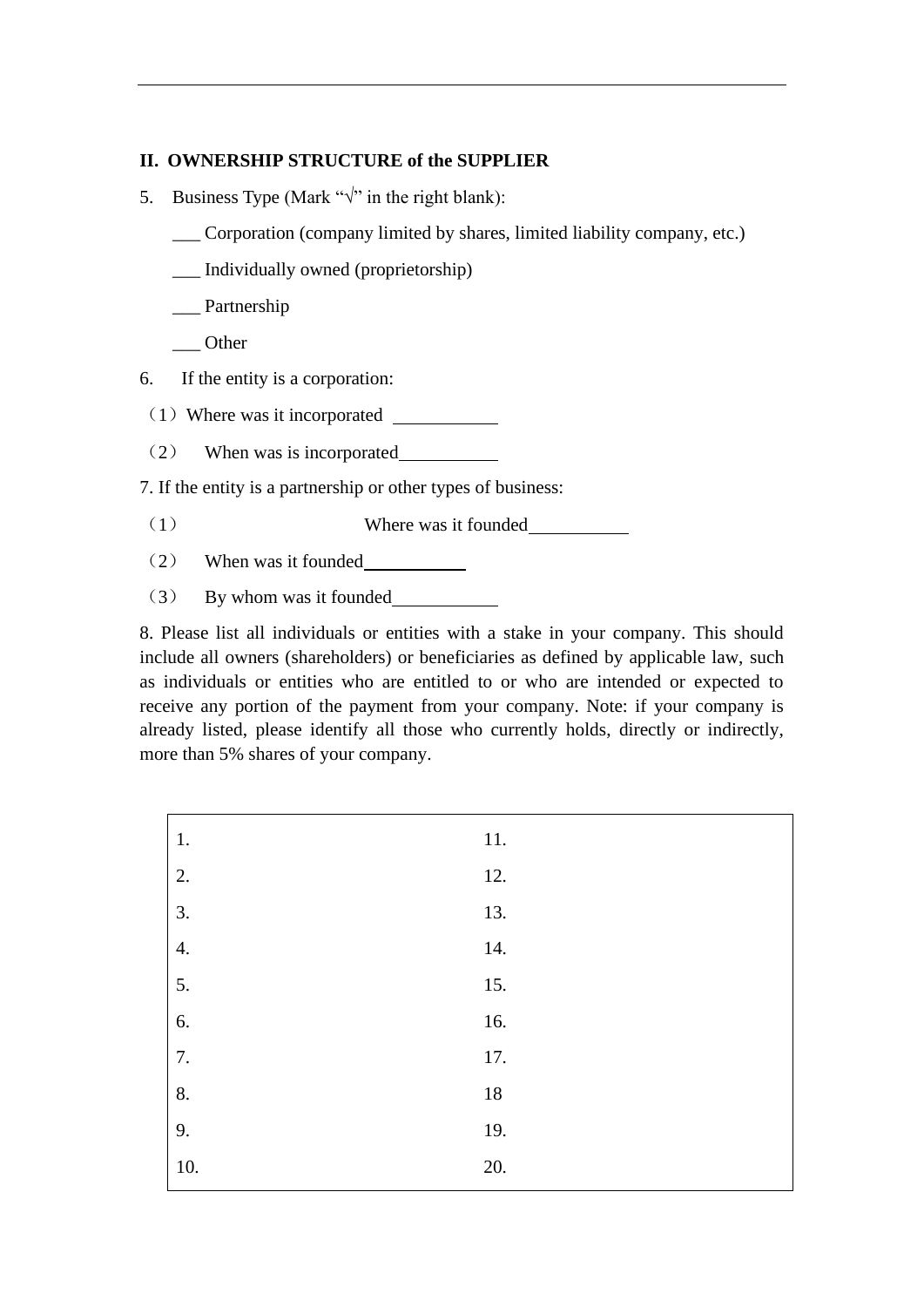## II. OWNERSHIP STRUCTURE of the SUPPLIER

5. Business Type (Mark "√" in the right blank):

___ Corporation (company limited by shares, limited liability company, etc.)

___ Individually owned (proprietorship)

___ Partnership

___ Other

6. If the entity is a corporation:

（1）Where was it incorporated ___________

（2） When was is incorporated___________

7. If the entity is a partnership or other types of business:

（1） Where was it founded___________

（2） When was it founded___________

（3） By whom was it founded___________

8. Please list all individuals or entities with a stake in your company. This should include all owners (shareholders) or beneficiaries as defined by applicable law, such as individuals or entities who are entitled to or who are intended or expected to receive any portion of the payment from your company. Note: if your company is already listed, please identify all those who currently holds, directly or indirectly, more than 5% shares of your company.

| | |
|---|---|
| 1. | 11. |
| 2. | 12. |
| 3. | 13. |
| 4. | 14. |
| 5. | 15. |
| 6. | 16. |
| 7. | 17. |
| 8. | 18 |
| 9. | 19. |
| 10. | 20. |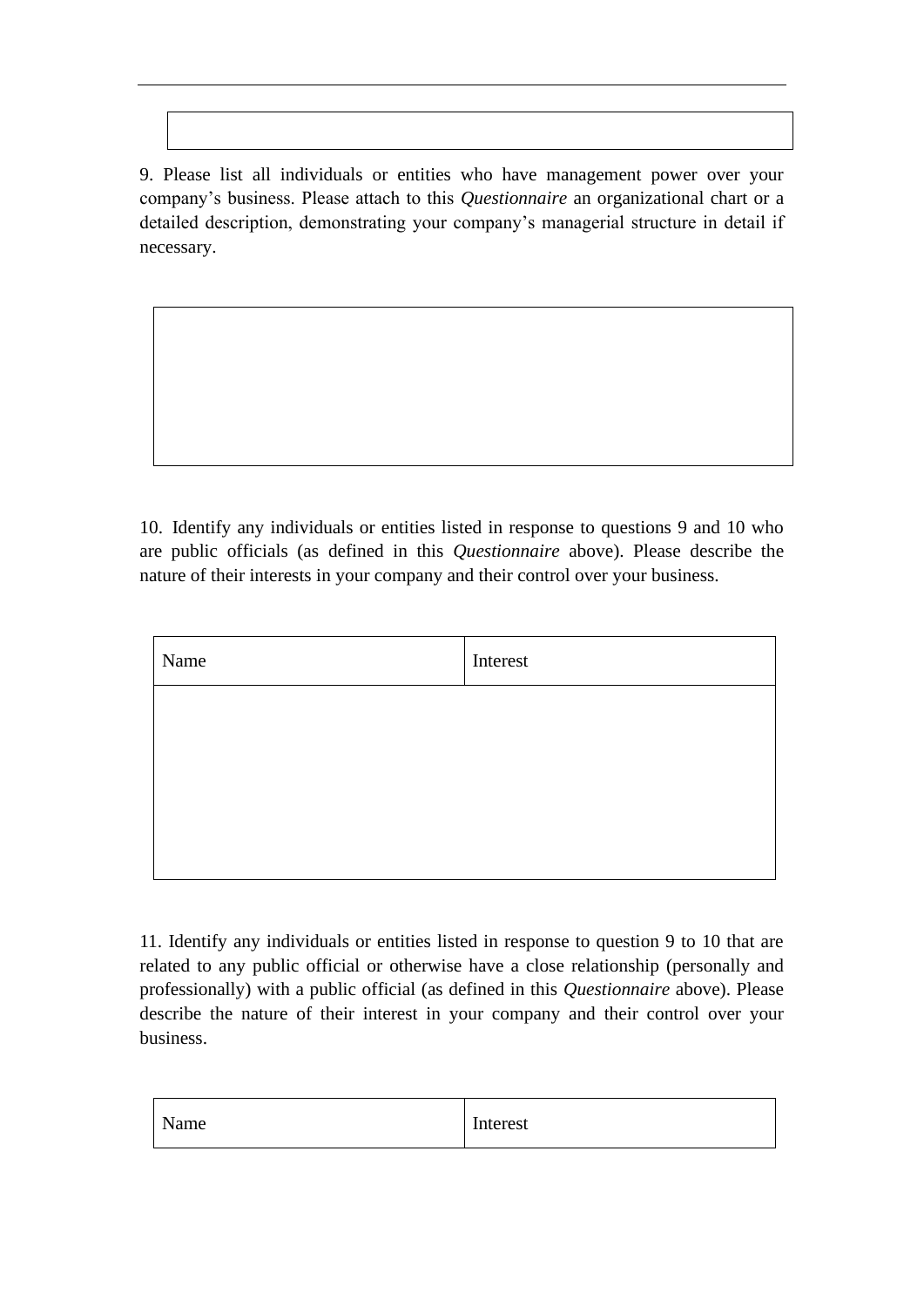9. Please list all individuals or entities who have management power over your company's business. Please attach to this *Questionnaire* an organizational chart or a detailed description, demonstrating your company's managerial structure in detail if necessary.

10. Identify any individuals or entities listed in response to questions 9 and 10 who are public officials (as defined in this *Questionnaire* above). Please describe the nature of their interests in your company and their control over your business.

| Name | Interest |
| --- | --- |
| | |

11. Identify any individuals or entities listed in response to question 9 to 10 that are related to any public official or otherwise have a close relationship (personally and professionally) with a public official (as defined in this *Questionnaire* above). Please describe the nature of their interest in your company and their control over your business.

| Name | Interest |
| --- | --- |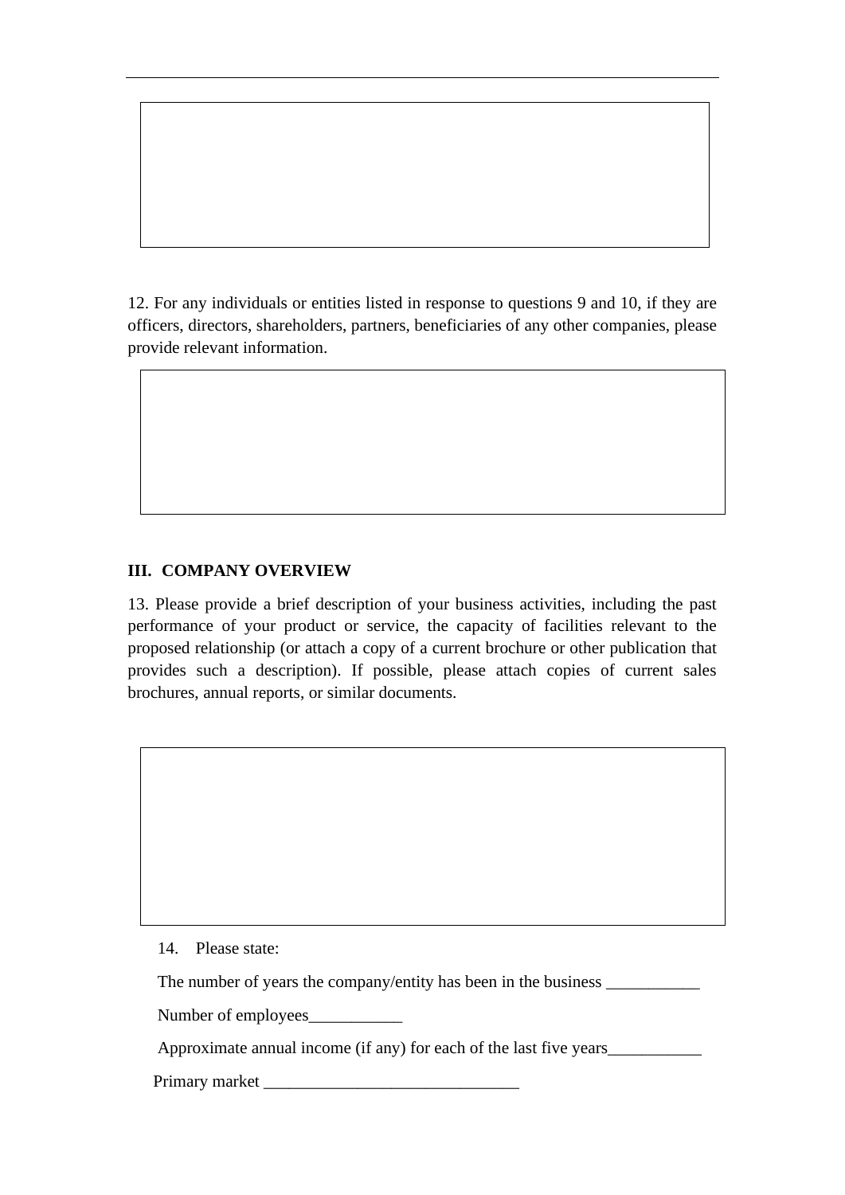12. For any individuals or entities listed in response to questions 9 and 10, if they are officers, directors, shareholders, partners, beneficiaries of any other companies, please provide relevant information.

## III. COMPANY OVERVIEW

13. Please provide a brief description of your business activities, including the past performance of your product or service, the capacity of facilities relevant to the proposed relationship (or attach a copy of a current brochure or other publication that provides such a description). If possible, please attach copies of current sales brochures, annual reports, or similar documents.

14. Please state:

The number of years the company/entity has been in the business ___________

Number of employees___________

Approximate annual income (if any) for each of the last five years___________

Primary market ______________________________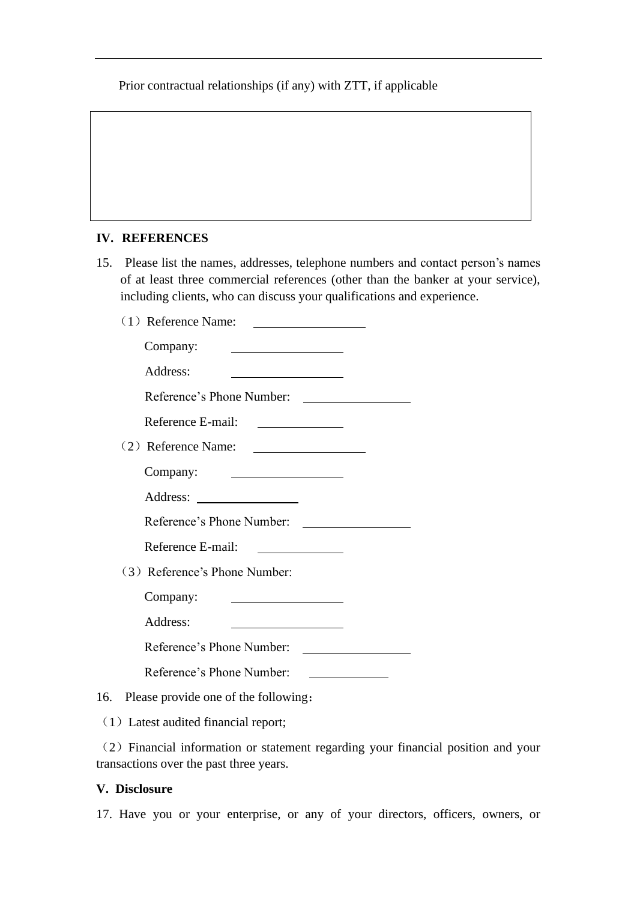---

Prior contractual relationships (if any) with ZTT, if applicable

| |
|---|
| |

**IV. REFERENCES**

15. Please list the names, addresses, telephone numbers and contact person's names of at least three commercial references (other than the banker at your service), including clients, who can discuss your qualifications and experience.

（1）Reference Name: \_\_\_\_\_\_\_\_\_\_\_\_\_\_\_\_\_\_

Company: \_\_\_\_\_\_\_\_\_\_\_\_\_\_\_\_\_\_

Address: \_\_\_\_\_\_\_\_\_\_\_\_\_\_\_\_\_\_

Reference's Phone Number: \_\_\_\_\_\_\_\_\_\_\_\_\_\_\_\_\_\_

Reference E-mail: \_\_\_\_\_\_\_\_\_\_\_\_\_\_

（2）Reference Name: \_\_\_\_\_\_\_\_\_\_\_\_\_\_\_\_\_\_

Company: \_\_\_\_\_\_\_\_\_\_\_\_\_\_\_\_\_\_

Address: \_\_\_\_\_\_\_\_\_\_\_\_\_\_\_\_\_\_

Reference's Phone Number: \_\_\_\_\_\_\_\_\_\_\_\_\_\_\_\_\_\_

Reference E-mail: \_\_\_\_\_\_\_\_\_\_\_\_\_\_

（3）Reference's Phone Number:

Company: \_\_\_\_\_\_\_\_\_\_\_\_\_\_\_\_\_\_

Address: \_\_\_\_\_\_\_\_\_\_\_\_\_\_\_\_\_\_

Reference's Phone Number: \_\_\_\_\_\_\_\_\_\_\_\_\_\_\_\_\_\_

Reference's Phone Number: \_\_\_\_\_\_\_\_\_\_\_\_\_

16. Please provide one of the following：

（1）Latest audited financial report;

（2）Financial information or statement regarding your financial position and your transactions over the past three years.

**V. Disclosure**

17. Have you or your enterprise, or any of your directors, officers, owners, or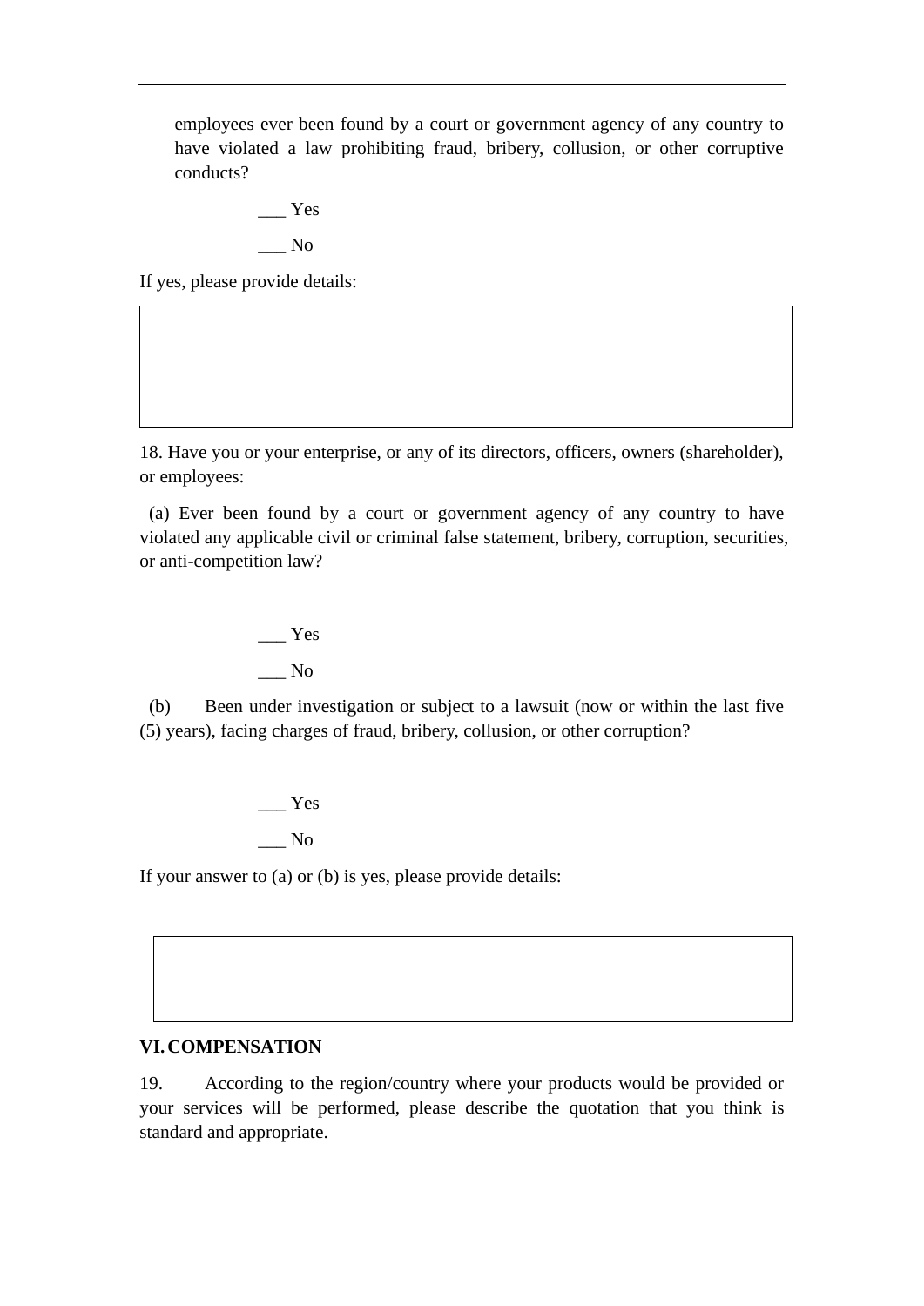employees ever been found by a court or government agency of any country to have violated a law prohibiting fraud, bribery, collusion, or other corruptive conducts?

___ Yes

___ No

If yes, please provide details:

| |
|---|
| |

18. Have you or your enterprise, or any of its directors, officers, owners (shareholder), or employees:

(a) Ever been found by a court or government agency of any country to have violated any applicable civil or criminal false statement, bribery, corruption, securities, or anti-competition law?

___ Yes

___ No

(b) Been under investigation or subject to a lawsuit (now or within the last five (5) years), facing charges of fraud, bribery, collusion, or other corruption?

___ Yes

___ No

If your answer to (a) or (b) is yes, please provide details:

| |
|---|
| |

**VI. COMPENSATION**

19. According to the region/country where your products would be provided or your services will be performed, please describe the quotation that you think is standard and appropriate.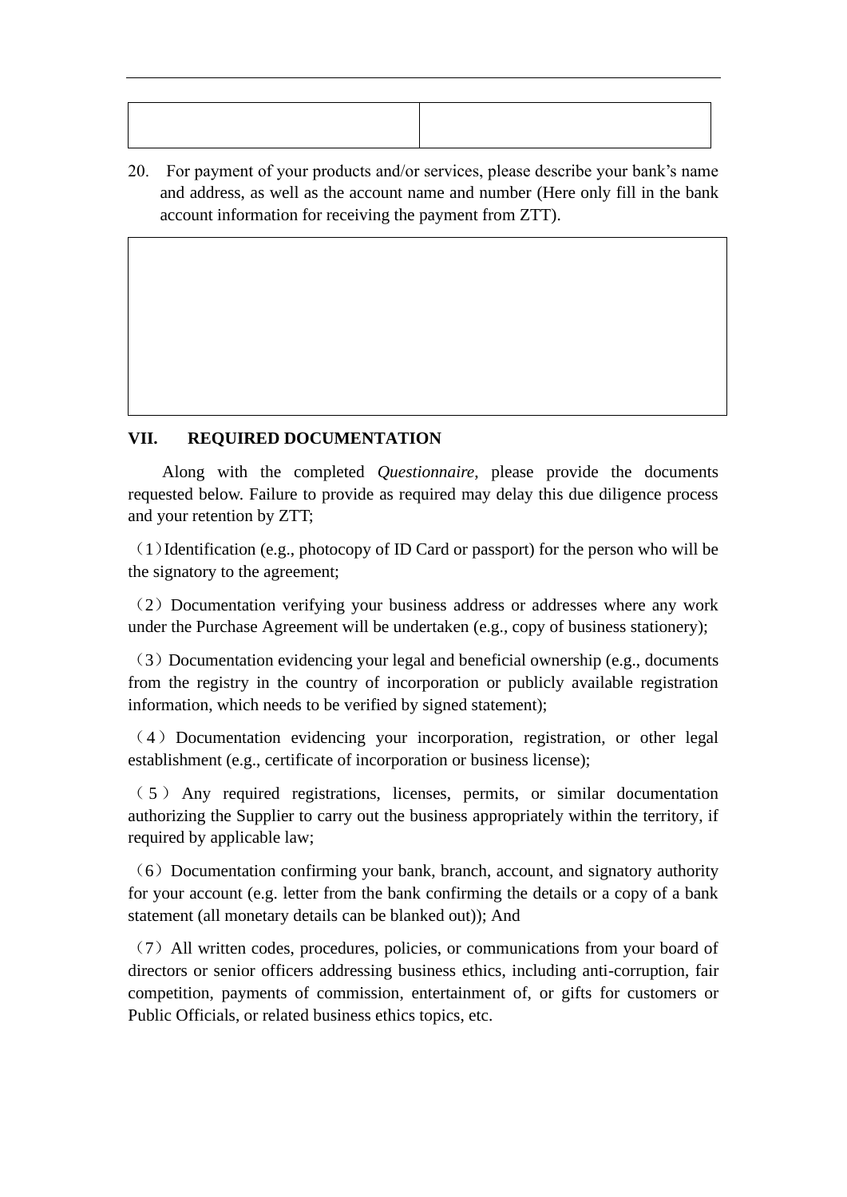| | |
|---|---|
| | |

20. For payment of your products and/or services, please describe your bank's name and address, as well as the account name and number (Here only fill in the bank account information for receiving the payment from ZTT).

| |
|---|
| |

**VII. REQUIRED DOCUMENTATION**

Along with the completed *Questionnaire*, please provide the documents requested below. Failure to provide as required may delay this due diligence process and your retention by ZTT;

（1）Identification (e.g., photocopy of ID Card or passport) for the person who will be the signatory to the agreement;

（2）Documentation verifying your business address or addresses where any work under the Purchase Agreement will be undertaken (e.g., copy of business stationery);

（3）Documentation evidencing your legal and beneficial ownership (e.g., documents from the registry in the country of incorporation or publicly available registration information, which needs to be verified by signed statement);

（4）Documentation evidencing your incorporation, registration, or other legal establishment (e.g., certificate of incorporation or business license);

（5）Any required registrations, licenses, permits, or similar documentation authorizing the Supplier to carry out the business appropriately within the territory, if required by applicable law;

（6）Documentation confirming your bank, branch, account, and signatory authority for your account (e.g. letter from the bank confirming the details or a copy of a bank statement (all monetary details can be blanked out)); And

（7）All written codes, procedures, policies, or communications from your board of directors or senior officers addressing business ethics, including anti-corruption, fair competition, payments of commission, entertainment of, or gifts for customers or Public Officials, or related business ethics topics, etc.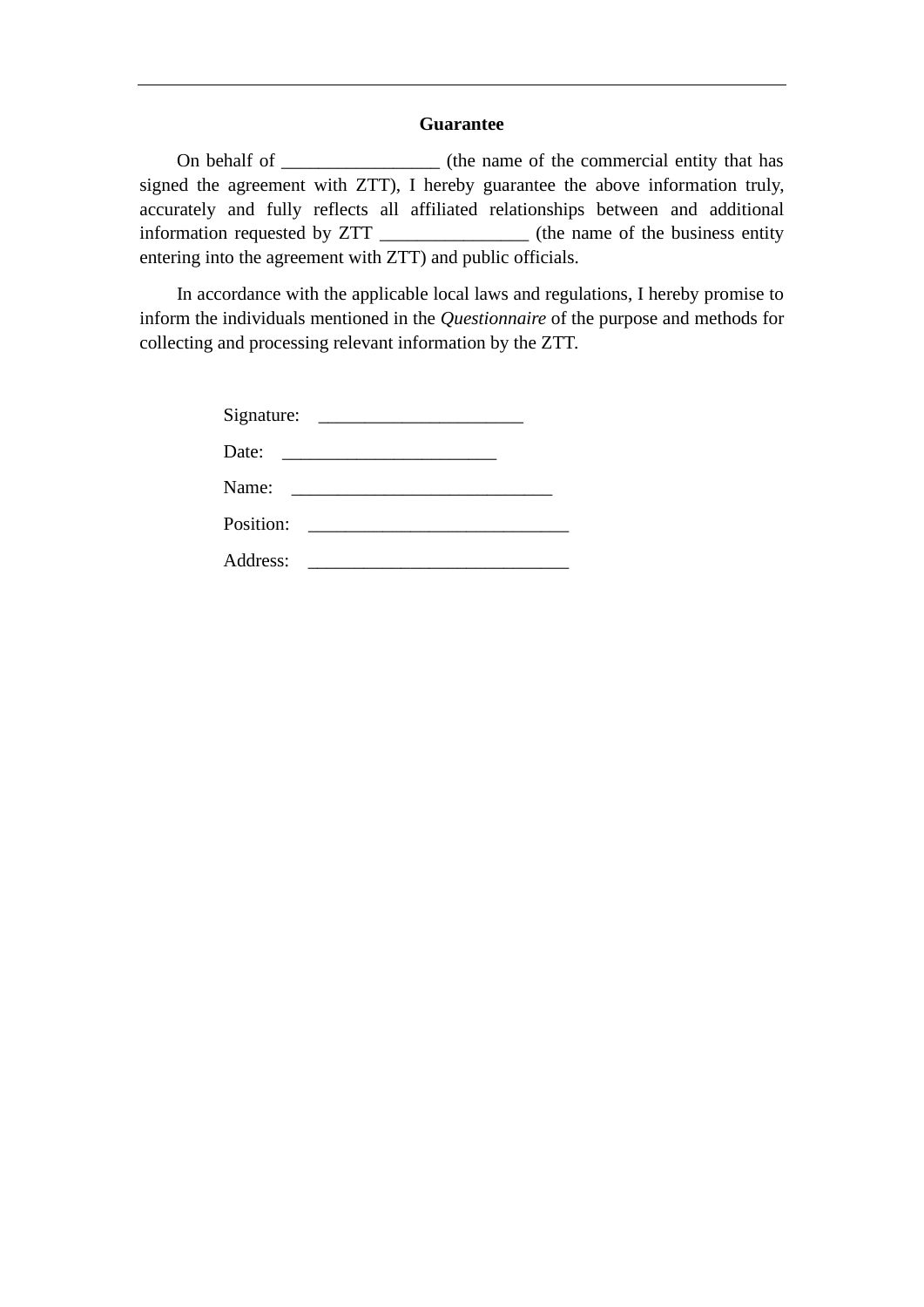**Guarantee**

On behalf of ________________ (the name of the commercial entity that has signed the agreement with ZTT), I hereby guarantee the above information truly, accurately and fully reflects all affiliated relationships between and additional information requested by ZTT _______________ (the name of the business entity entering into the agreement with ZTT) and public officials.

In accordance with the applicable local laws and regulations, I hereby promise to inform the individuals mentioned in the *Questionnaire* of the purpose and methods for collecting and processing relevant information by the ZTT.

Signature: ______________________

Date: _______________________

Name: ____________________________

Position: ____________________________

Address: ____________________________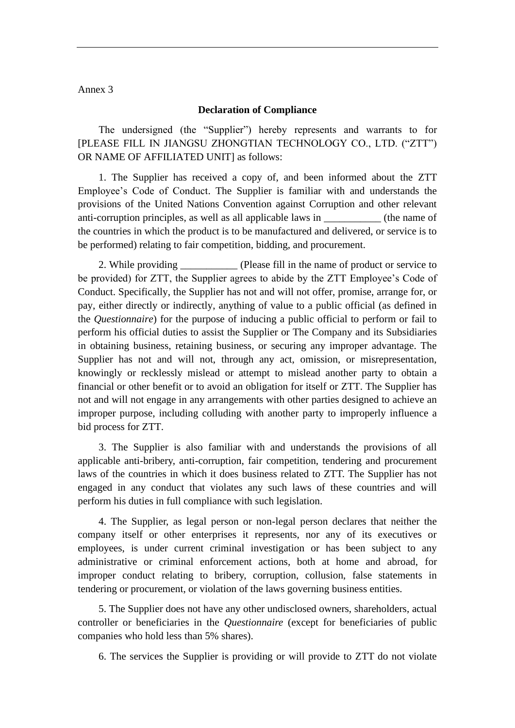Annex 3

**Declaration of Compliance**

The undersigned (the "Supplier") hereby represents and warrants to for [PLEASE FILL IN JIANGSU ZHONGTIAN TECHNOLOGY CO., LTD. ("ZTT") OR NAME OF AFFILIATED UNIT] as follows:

1. The Supplier has received a copy of, and been informed about the ZTT Employee's Code of Conduct. The Supplier is familiar with and understands the provisions of the United Nations Convention against Corruption and other relevant anti-corruption principles, as well as all applicable laws in ___________ (the name of the countries in which the product is to be manufactured and delivered, or service is to be performed) relating to fair competition, bidding, and procurement.

2. While providing ___________ (Please fill in the name of product or service to be provided) for ZTT, the Supplier agrees to abide by the ZTT Employee's Code of Conduct. Specifically, the Supplier has not and will not offer, promise, arrange for, or pay, either directly or indirectly, anything of value to a public official (as defined in the *Questionnaire*) for the purpose of inducing a public official to perform or fail to perform his official duties to assist the Supplier or The Company and its Subsidiaries in obtaining business, retaining business, or securing any improper advantage. The Supplier has not and will not, through any act, omission, or misrepresentation, knowingly or recklessly mislead or attempt to mislead another party to obtain a financial or other benefit or to avoid an obligation for itself or ZTT. The Supplier has not and will not engage in any arrangements with other parties designed to achieve an improper purpose, including colluding with another party to improperly influence a bid process for ZTT.

3. The Supplier is also familiar with and understands the provisions of all applicable anti-bribery, anti-corruption, fair competition, tendering and procurement laws of the countries in which it does business related to ZTT. The Supplier has not engaged in any conduct that violates any such laws of these countries and will perform his duties in full compliance with such legislation.

4. The Supplier, as legal person or non-legal person declares that neither the company itself or other enterprises it represents, nor any of its executives or employees, is under current criminal investigation or has been subject to any administrative or criminal enforcement actions, both at home and abroad, for improper conduct relating to bribery, corruption, collusion, false statements in tendering or procurement, or violation of the laws governing business entities.

5. The Supplier does not have any other undisclosed owners, shareholders, actual controller or beneficiaries in the *Questionnaire* (except for beneficiaries of public companies who hold less than 5% shares).

6. The services the Supplier is providing or will provide to ZTT do not violate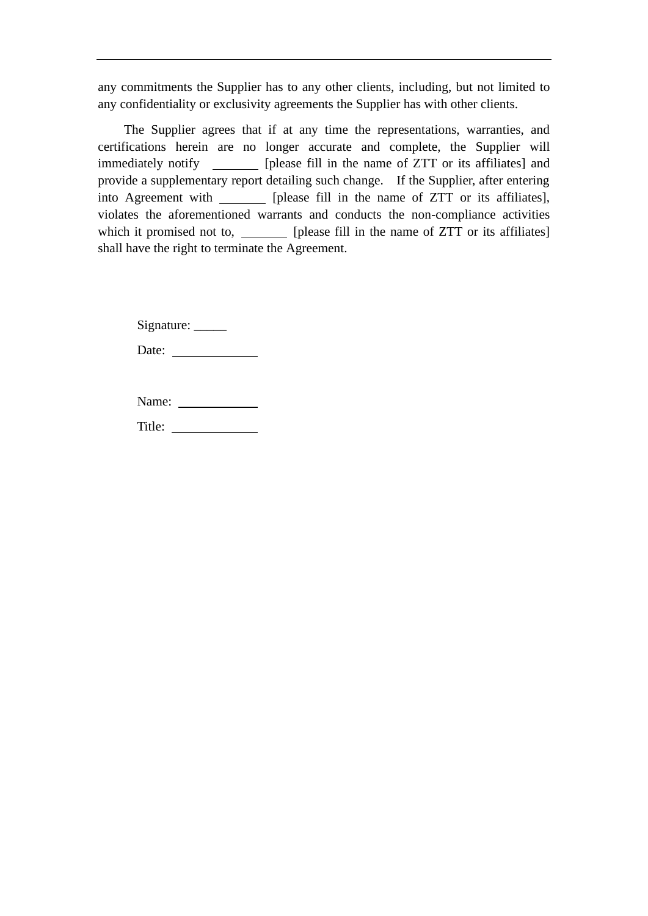any commitments the Supplier has to any other clients, including, but not limited to any confidentiality or exclusivity agreements the Supplier has with other clients.

The Supplier agrees that if at any time the representations, warranties, and certifications herein are no longer accurate and complete, the Supplier will immediately notify _______ [please fill in the name of ZTT or its affiliates] and provide a supplementary report detailing such change. If the Supplier, after entering into Agreement with _______ [please fill in the name of ZTT or its affiliates], violates the aforementioned warrants and conducts the non-compliance activities which it promised not to, _______ [please fill in the name of ZTT or its affiliates] shall have the right to terminate the Agreement.

Signature: _____

Date: _____________

Name: _____________

Title: _____________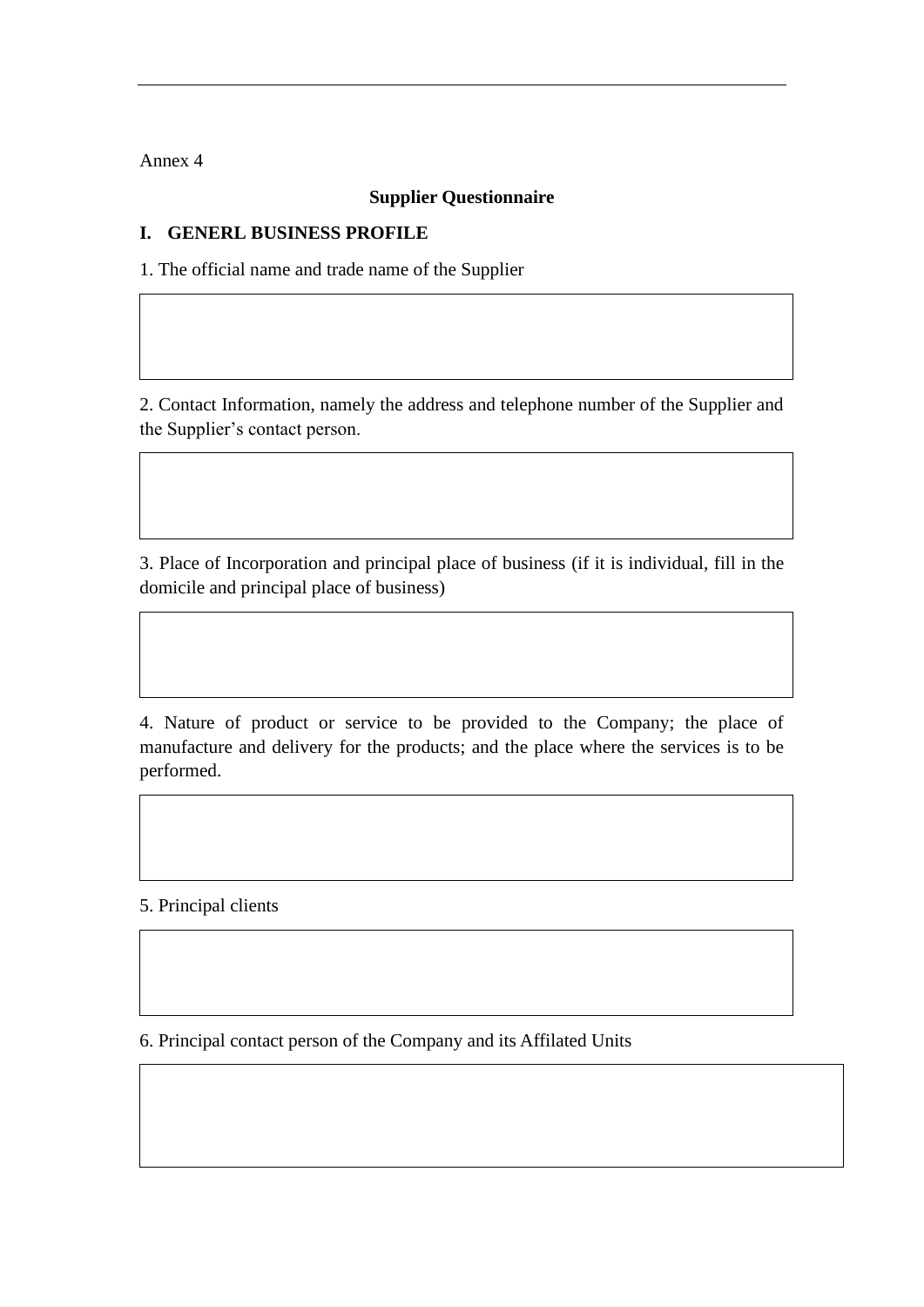Annex 4

**Supplier Questionnaire**

**I. GENERL BUSINESS PROFILE**

1. The official name and trade name of the Supplier

2. Contact Information, namely the address and telephone number of the Supplier and the Supplier's contact person.

3. Place of Incorporation and principal place of business (if it is individual, fill in the domicile and principal place of business)

4. Nature of product or service to be provided to the Company; the place of manufacture and delivery for the products; and the place where the services is to be performed.

5. Principal clients

6. Principal contact person of the Company and its Affilated Units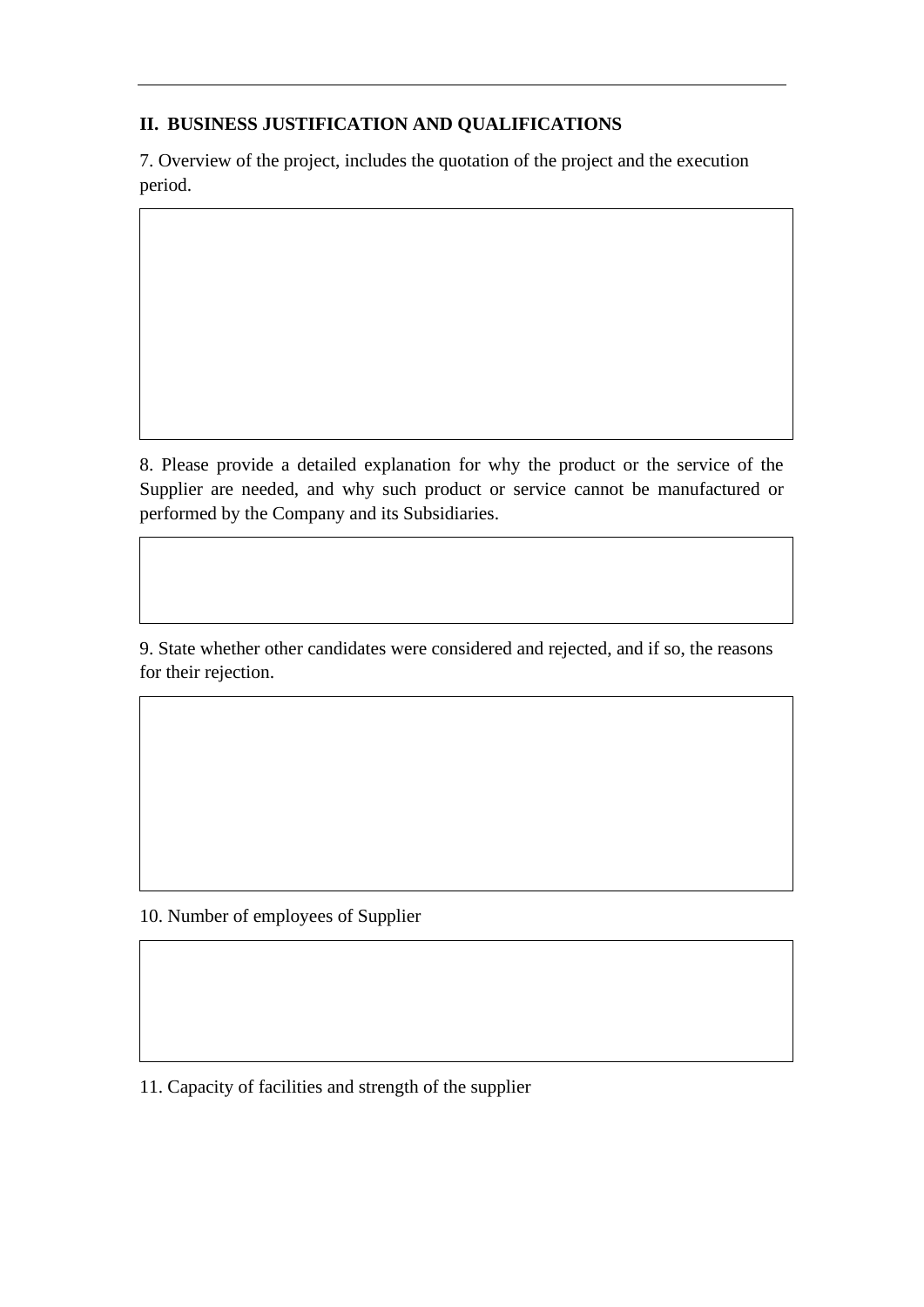## II. BUSINESS JUSTIFICATION AND QUALIFICATIONS

7. Overview of the project, includes the quotation of the project and the execution period.

8. Please provide a detailed explanation for why the product or the service of the Supplier are needed, and why such product or service cannot be manufactured or performed by the Company and its Subsidiaries.

9. State whether other candidates were considered and rejected, and if so, the reasons for their rejection.

10. Number of employees of Supplier

11. Capacity of facilities and strength of the supplier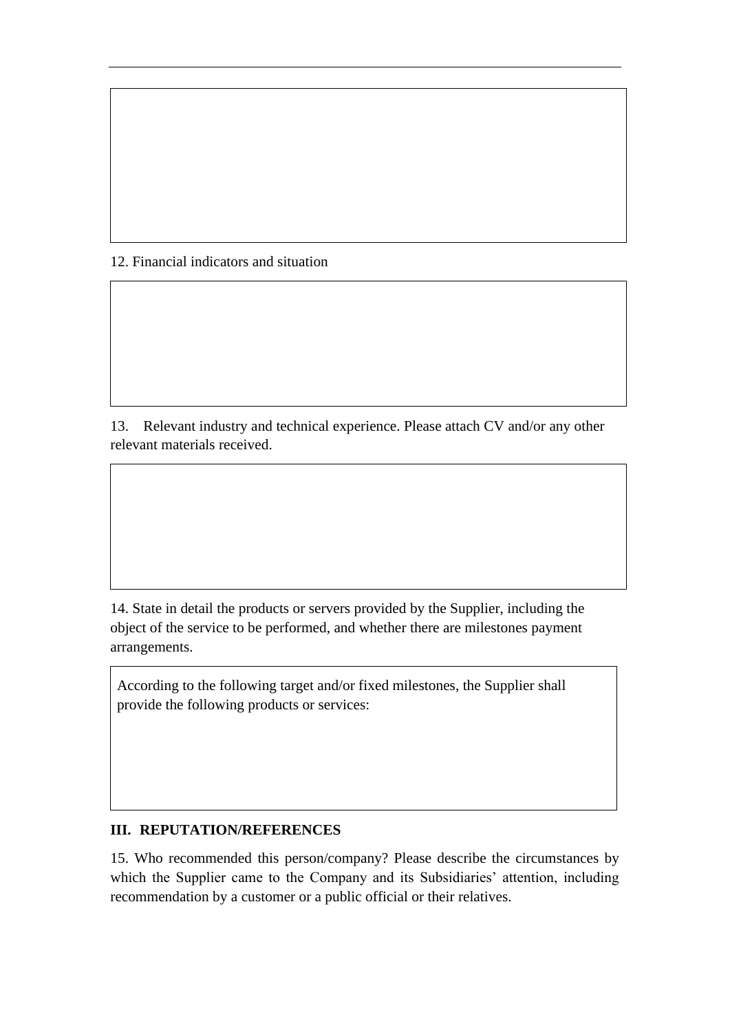12. Financial indicators and situation

13. Relevant industry and technical experience. Please attach CV and/or any other relevant materials received.

14. State in detail the products or servers provided by the Supplier, including the object of the service to be performed, and whether there are milestones payment arrangements.

According to the following target and/or fixed milestones, the Supplier shall provide the following products or services:

**III. REPUTATION/REFERENCES**

15. Who recommended this person/company? Please describe the circumstances by which the Supplier came to the Company and its Subsidiaries' attention, including recommendation by a customer or a public official or their relatives.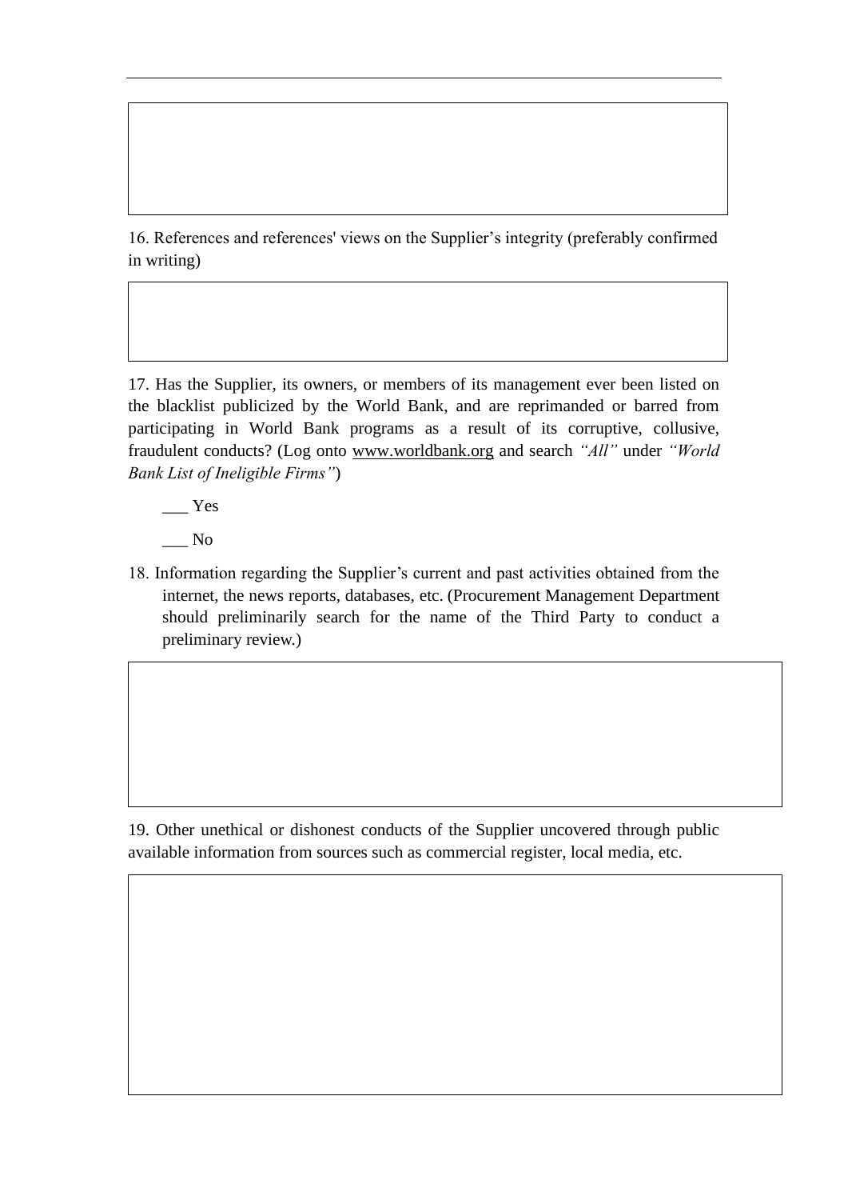16. References and references' views on the Supplier's integrity (preferably confirmed in writing)

17. Has the Supplier, its owners, or members of its management ever been listed on the blacklist publicized by the World Bank, and are reprimanded or barred from participating in World Bank programs as a result of its corruptive, collusive, fraudulent conducts? (Log onto www.worldbank.org and search *"All"* under *"World Bank List of Ineligible Firms"*)

___ Yes

___ No

18. Information regarding the Supplier's current and past activities obtained from the internet, the news reports, databases, etc. (Procurement Management Department should preliminarily search for the name of the Third Party to conduct a preliminary review.)

19. Other unethical or dishonest conducts of the Supplier uncovered through public available information from sources such as commercial register, local media, etc.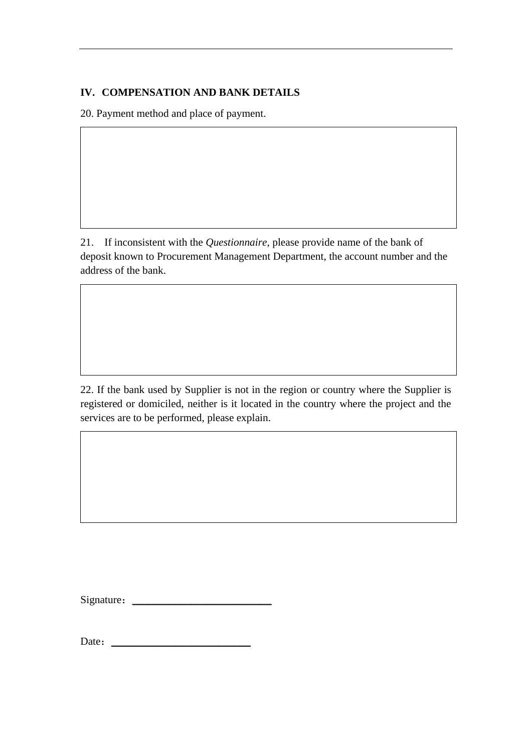## IV. COMPENSATION AND BANK DETAILS

20. Payment method and place of payment.

| |
|---|
| |

21. If inconsistent with the *Questionnaire*, please provide name of the bank of deposit known to Procurement Management Department, the account number and the address of the bank.

| |
|---|
| |

22. If the bank used by Supplier is not in the region or country where the Supplier is registered or domiciled, neither is it located in the country where the project and the services are to be performed, please explain.

| |
|---|
| |

Signature：___________________________

Date：___________________________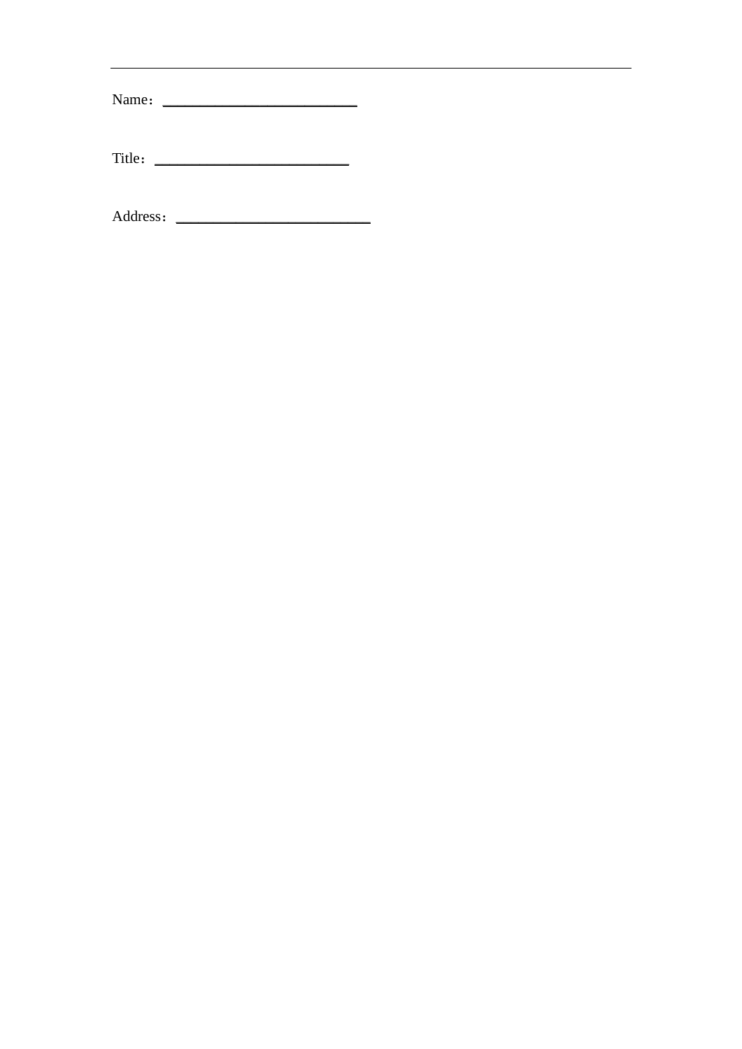Name：________________________

Title：________________________

Address：________________________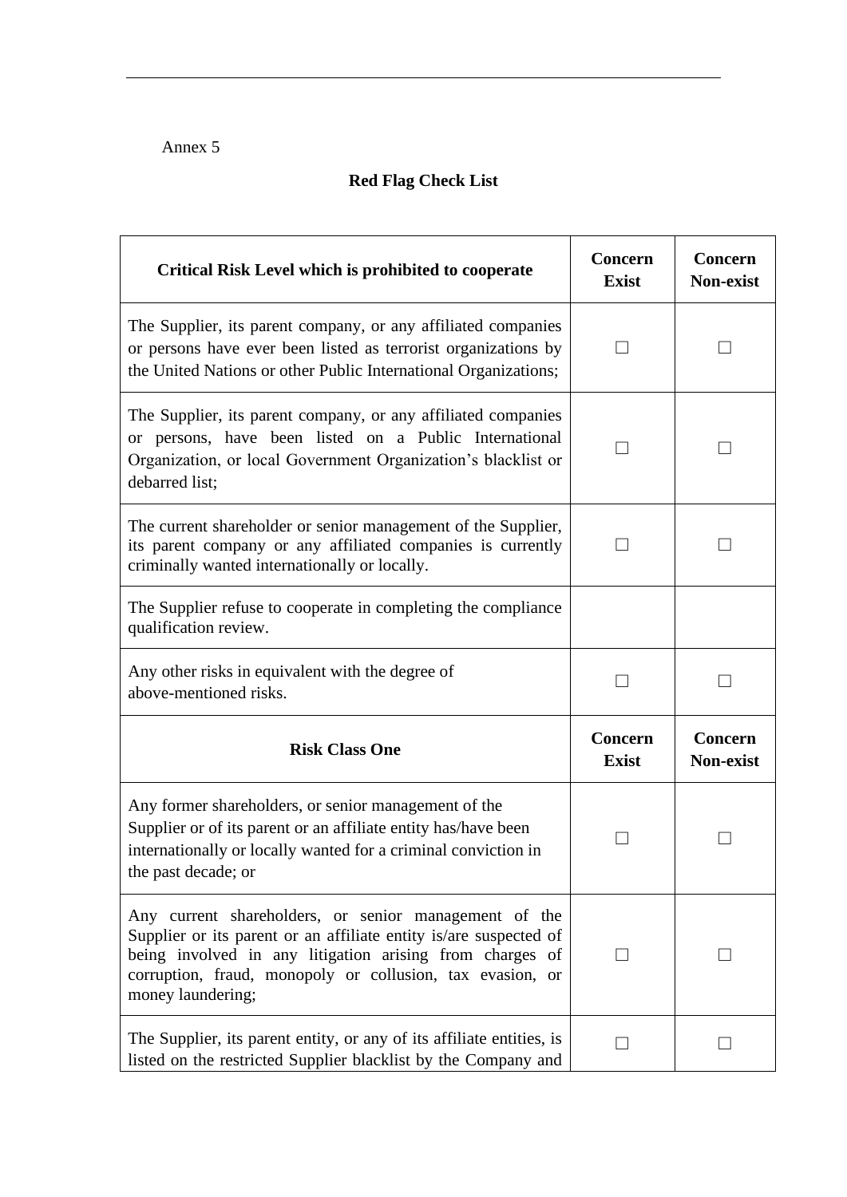Annex 5

**Red Flag Check List**

| **Critical Risk Level which is prohibited to cooperate** | **Concern Exist** | **Concern Non-exist** |
|---|---|---|
| The Supplier, its parent company, or any affiliated companies or persons have ever been listed as terrorist organizations by the United Nations or other Public International Organizations; | ☐ | ☐ |
| The Supplier, its parent company, or any affiliated companies or persons, have been listed on a Public International Organization, or local Government Organization's blacklist or debarred list; | ☐ | ☐ |
| The current shareholder or senior management of the Supplier, its parent company or any affiliated companies is currently criminally wanted internationally or locally. | ☐ | ☐ |
| The Supplier refuse to cooperate in completing the compliance qualification review. | | |
| Any other risks in equivalent with the degree of above-mentioned risks. | ☐ | ☐ |
| **Risk Class One** | **Concern Exist** | **Concern Non-exist** |
| Any former shareholders, or senior management of the Supplier or of its parent or an affiliate entity has/have been internationally or locally wanted for a criminal conviction in the past decade; or | ☐ | ☐ |
| Any current shareholders, or senior management of the Supplier or its parent or an affiliate entity is/are suspected of being involved in any litigation arising from charges of corruption, fraud, monopoly or collusion, tax evasion, or money laundering; | ☐ | ☐ |
| The Supplier, its parent entity, or any of its affiliate entities, is listed on the restricted Supplier blacklist by the Company and | ☐ | ☐ |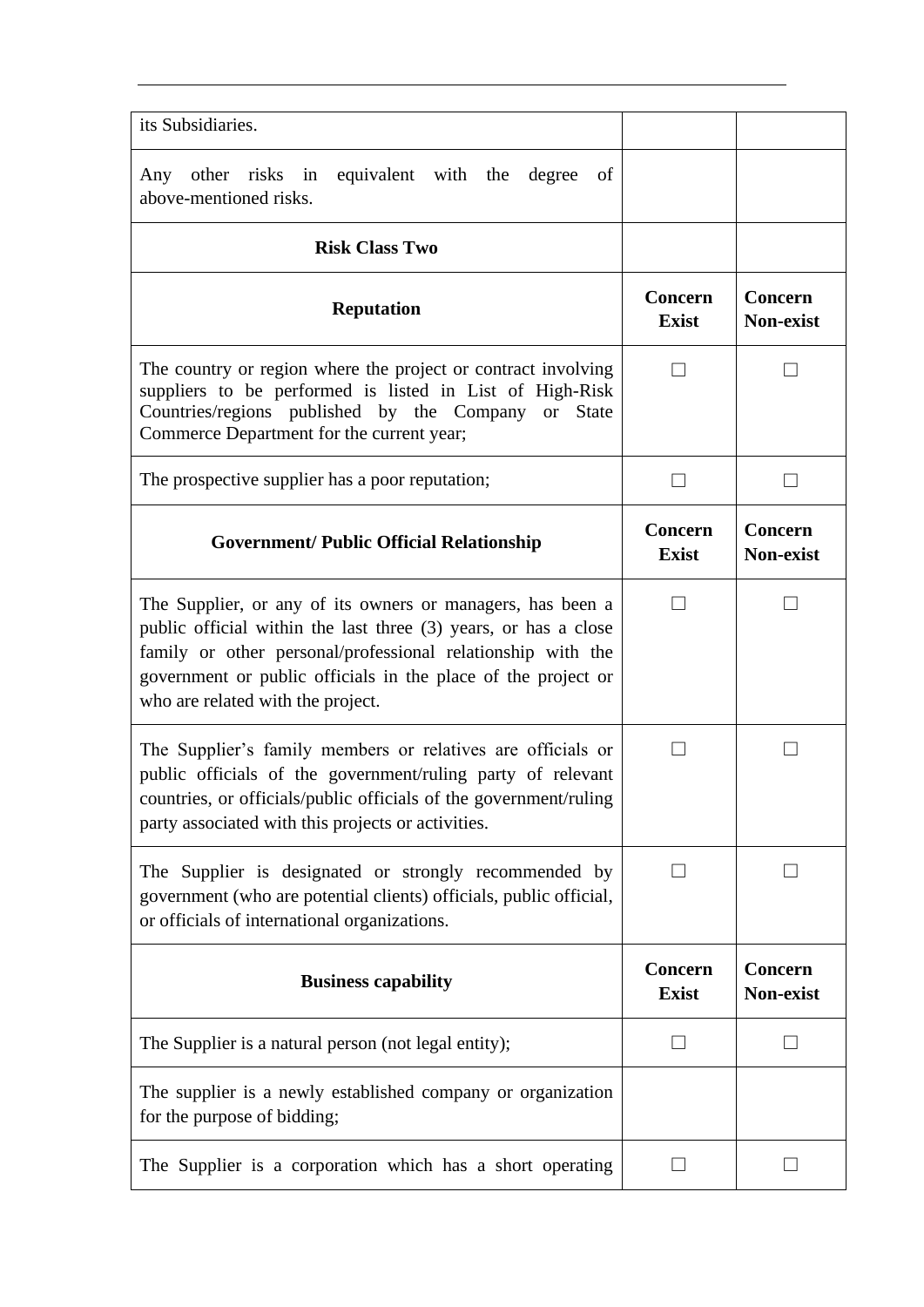| its Subsidiaries. | | |
|---|---|---|
| Any other risks in equivalent with the degree of above-mentioned risks. | | |
| **Risk Class Two** | | |
| **Reputation** | **Concern Exist** | **Concern Non-exist** |
| The country or region where the project or contract involving suppliers to be performed is listed in List of High-Risk Countries/regions published by the Company or State Commerce Department for the current year; | ☐ | ☐ |
| The prospective supplier has a poor reputation; | ☐ | ☐ |
| **Government/ Public Official Relationship** | **Concern Exist** | **Concern Non-exist** |
| The Supplier, or any of its owners or managers, has been a public official within the last three (3) years, or has a close family or other personal/professional relationship with the government or public officials in the place of the project or who are related with the project. | ☐ | ☐ |
| The Supplier's family members or relatives are officials or public officials of the government/ruling party of relevant countries, or officials/public officials of the government/ruling party associated with this projects or activities. | ☐ | ☐ |
| The Supplier is designated or strongly recommended by government (who are potential clients) officials, public official, or officials of international organizations. | ☐ | ☐ |
| **Business capability** | **Concern Exist** | **Concern Non-exist** |
| The Supplier is a natural person (not legal entity); | ☐ | ☐ |
| The supplier is a newly established company or organization for the purpose of bidding; | | |
| The Supplier is a corporation which has a short operating | ☐ | ☐ |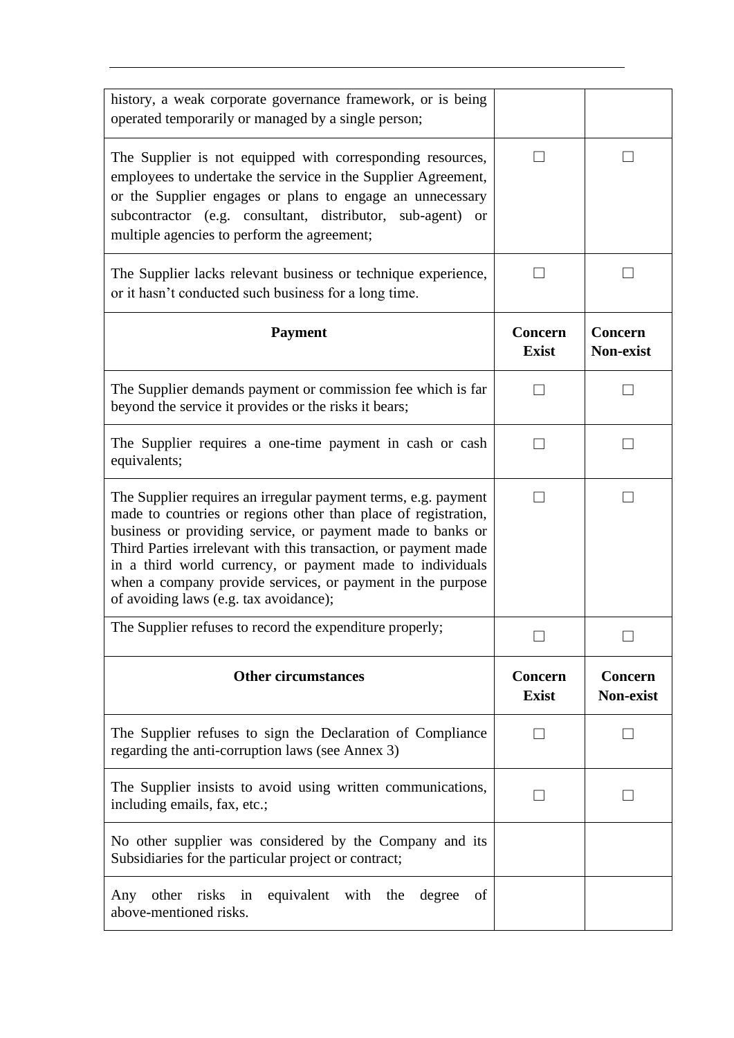| | | |
|---|---|---|
| history, a weak corporate governance framework, or is being operated temporarily or managed by a single person; | | |
| The Supplier is not equipped with corresponding resources, employees to undertake the service in the Supplier Agreement, or the Supplier engages or plans to engage an unnecessary subcontractor (e.g. consultant, distributor, sub-agent) or multiple agencies to perform the agreement; | ☐ | ☐ |
| The Supplier lacks relevant business or technique experience, or it hasn't conducted such business for a long time. | ☐ | ☐ |
| **Payment** | **Concern Exist** | **Concern Non-exist** |
| The Supplier demands payment or commission fee which is far beyond the service it provides or the risks it bears; | ☐ | ☐ |
| The Supplier requires a one-time payment in cash or cash equivalents; | ☐ | ☐ |
| The Supplier requires an irregular payment terms, e.g. payment made to countries or regions other than place of registration, business or providing service, or payment made to banks or Third Parties irrelevant with this transaction, or payment made in a third world currency, or payment made to individuals when a company provide services, or payment in the purpose of avoiding laws (e.g. tax avoidance); | ☐ | ☐ |
| The Supplier refuses to record the expenditure properly; | ☐ | ☐ |
| **Other circumstances** | **Concern Exist** | **Concern Non-exist** |
| The Supplier refuses to sign the Declaration of Compliance regarding the anti-corruption laws (see Annex 3) | ☐ | ☐ |
| The Supplier insists to avoid using written communications, including emails, fax, etc.; | ☐ | ☐ |
| No other supplier was considered by the Company and its Subsidiaries for the particular project or contract; | | |
| Any other risks in equivalent with the degree of above-mentioned risks. | | |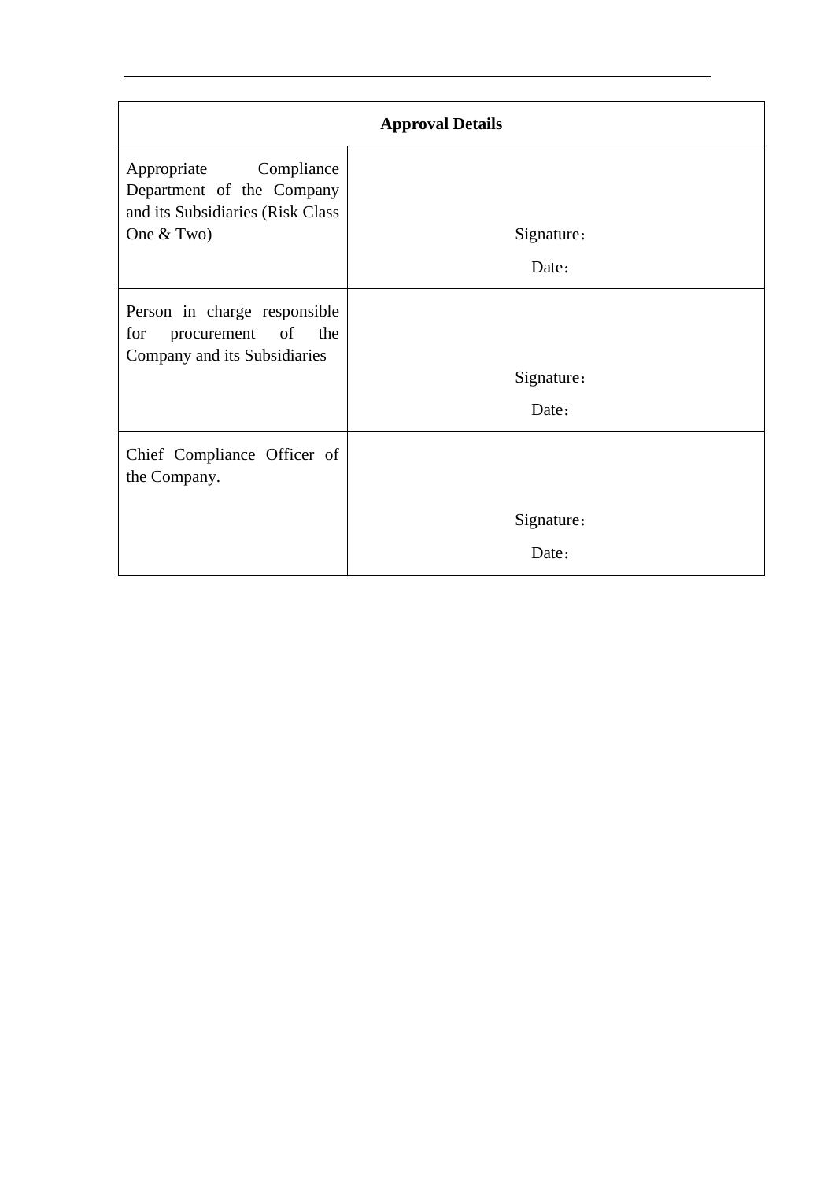| Approval Details | |
|---|---|
| Appropriate Compliance Department of the Company and its Subsidiaries (Risk Class One & Two) | Signature：<br>Date： |
| Person in charge responsible for procurement of the Company and its Subsidiaries | Signature：<br>Date： |
| Chief Compliance Officer of the Company. | Signature：<br>Date： |